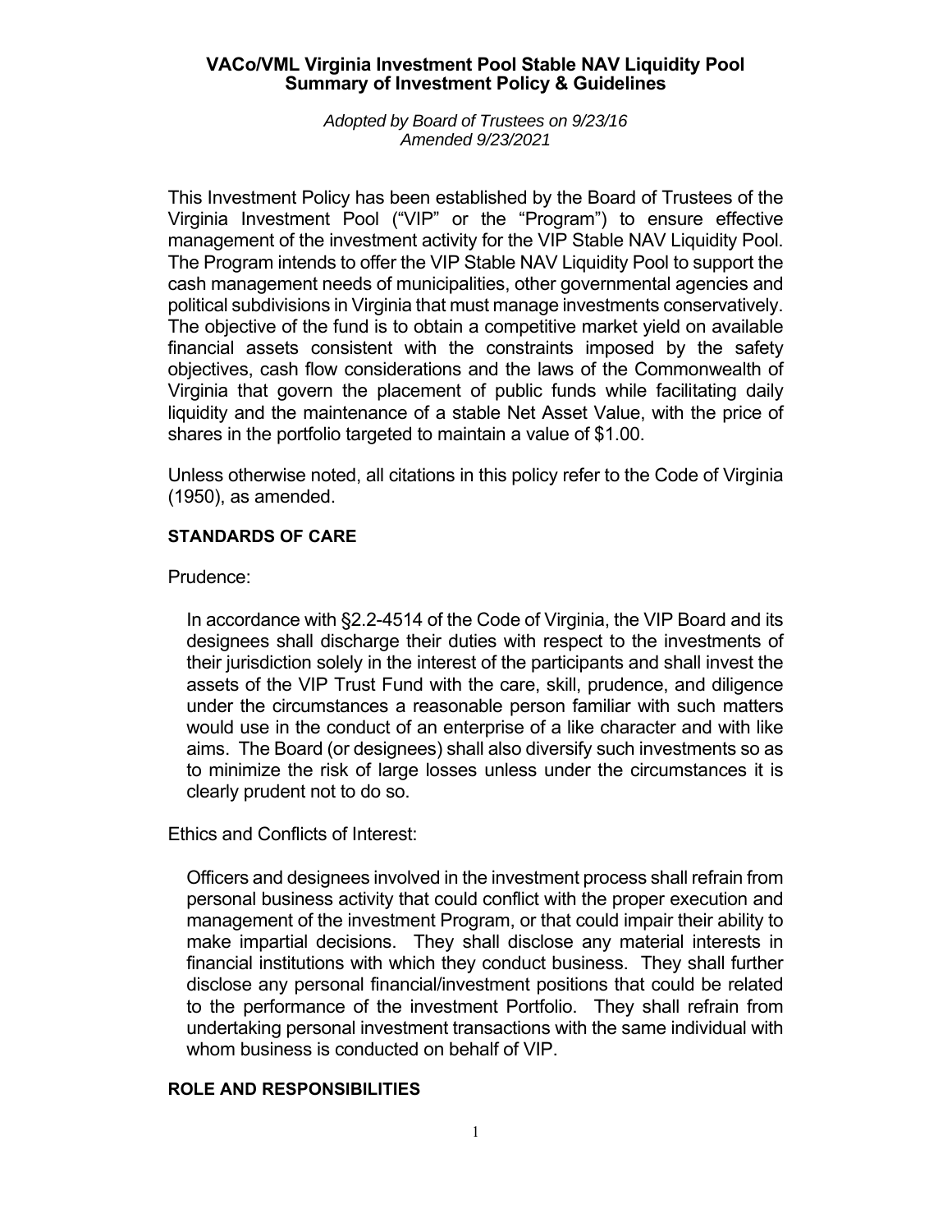# VACo/VML Virginia Investment Pool Stable NAV Liquidity Pool
# Summary of Investment Policy & Guidelines

*Adopted by Board of Trustees on 9/23/16*
*Amended 9/23/2021*

This Investment Policy has been established by the Board of Trustees of the Virginia Investment Pool ("VIP" or the "Program") to ensure effective management of the investment activity for the VIP Stable NAV Liquidity Pool. The Program intends to offer the VIP Stable NAV Liquidity Pool to support the cash management needs of municipalities, other governmental agencies and political subdivisions in Virginia that must manage investments conservatively. The objective of the fund is to obtain a competitive market yield on available financial assets consistent with the constraints imposed by the safety objectives, cash flow considerations and the laws of the Commonwealth of Virginia that govern the placement of public funds while facilitating daily liquidity and the maintenance of a stable Net Asset Value, with the price of shares in the portfolio targeted to maintain a value of $1.00.

Unless otherwise noted, all citations in this policy refer to the Code of Virginia (1950), as amended.

## STANDARDS OF CARE

Prudence:

In accordance with §2.2-4514 of the Code of Virginia, the VIP Board and its designees shall discharge their duties with respect to the investments of their jurisdiction solely in the interest of the participants and shall invest the assets of the VIP Trust Fund with the care, skill, prudence, and diligence under the circumstances a reasonable person familiar with such matters would use in the conduct of an enterprise of a like character and with like aims. The Board (or designees) shall also diversify such investments so as to minimize the risk of large losses unless under the circumstances it is clearly prudent not to do so.

Ethics and Conflicts of Interest:

Officers and designees involved in the investment process shall refrain from personal business activity that could conflict with the proper execution and management of the investment Program, or that could impair their ability to make impartial decisions. They shall disclose any material interests in financial institutions with which they conduct business. They shall further disclose any personal financial/investment positions that could be related to the performance of the investment Portfolio. They shall refrain from undertaking personal investment transactions with the same individual with whom business is conducted on behalf of VIP.

## ROLE AND RESPONSIBILITIES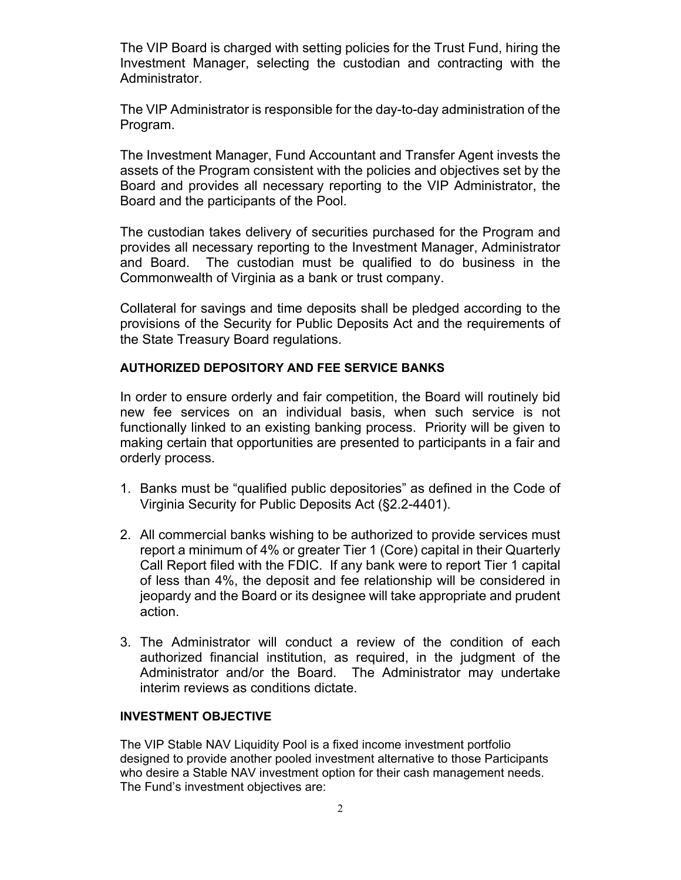The VIP Board is charged with setting policies for the Trust Fund, hiring the Investment Manager, selecting the custodian and contracting with the Administrator.

The VIP Administrator is responsible for the day-to-day administration of the Program.

The Investment Manager, Fund Accountant and Transfer Agent invests the assets of the Program consistent with the policies and objectives set by the Board and provides all necessary reporting to the VIP Administrator, the Board and the participants of the Pool.

The custodian takes delivery of securities purchased for the Program and provides all necessary reporting to the Investment Manager, Administrator and Board. The custodian must be qualified to do business in the Commonwealth of Virginia as a bank or trust company.

Collateral for savings and time deposits shall be pledged according to the provisions of the Security for Public Deposits Act and the requirements of the State Treasury Board regulations.

## AUTHORIZED DEPOSITORY AND FEE SERVICE BANKS

In order to ensure orderly and fair competition, the Board will routinely bid new fee services on an individual basis, when such service is not functionally linked to an existing banking process. Priority will be given to making certain that opportunities are presented to participants in a fair and orderly process.

1. Banks must be "qualified public depositories" as defined in the Code of Virginia Security for Public Deposits Act (§2.2-4401).

2. All commercial banks wishing to be authorized to provide services must report a minimum of 4% or greater Tier 1 (Core) capital in their Quarterly Call Report filed with the FDIC. If any bank were to report Tier 1 capital of less than 4%, the deposit and fee relationship will be considered in jeopardy and the Board or its designee will take appropriate and prudent action.

3. The Administrator will conduct a review of the condition of each authorized financial institution, as required, in the judgment of the Administrator and/or the Board. The Administrator may undertake interim reviews as conditions dictate.

## INVESTMENT OBJECTIVE

The VIP Stable NAV Liquidity Pool is a fixed income investment portfolio designed to provide another pooled investment alternative to those Participants who desire a Stable NAV investment option for their cash management needs. The Fund's investment objectives are: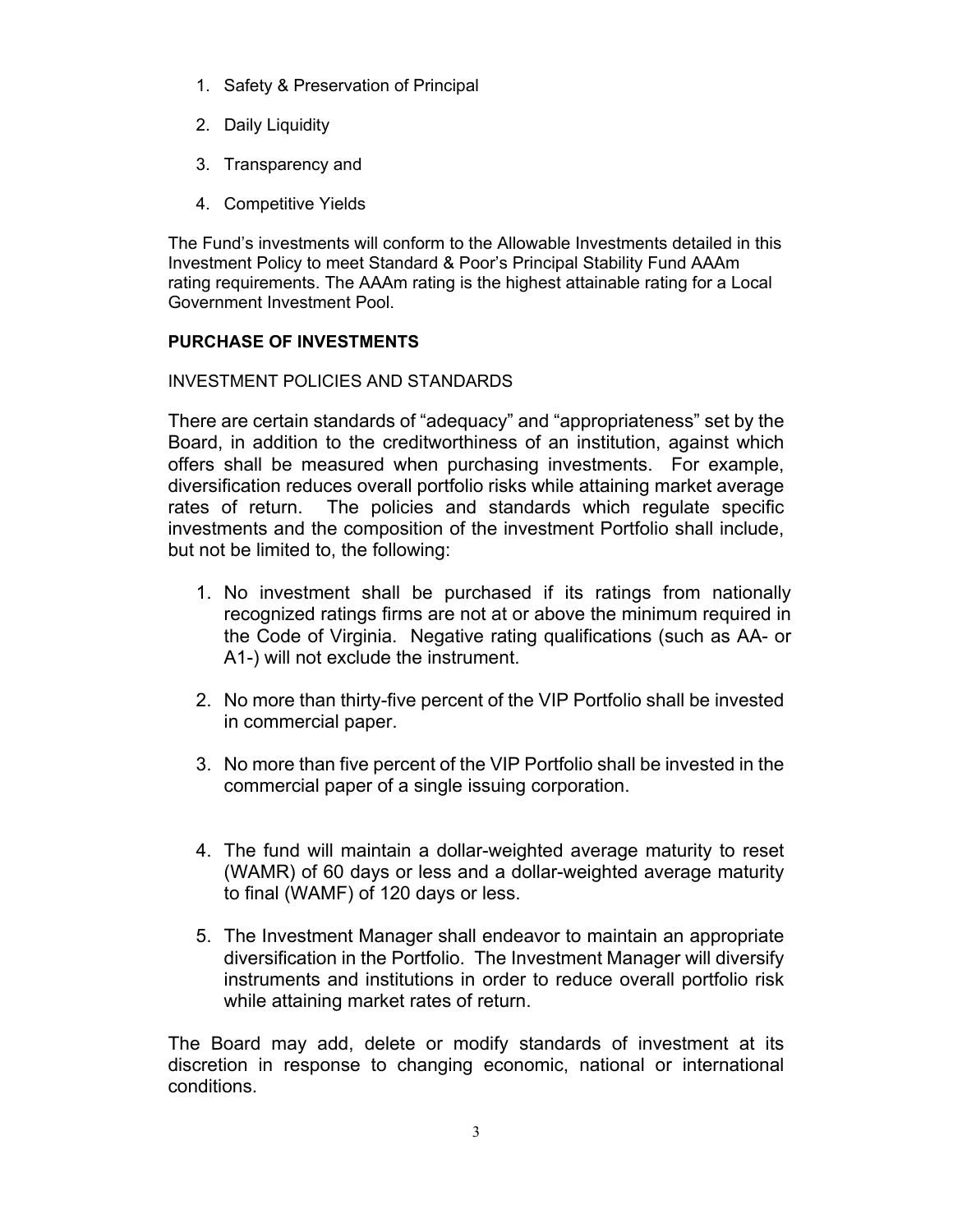1. Safety & Preservation of Principal
2. Daily Liquidity
3. Transparency and
4. Competitive Yields

The Fund's investments will conform to the Allowable Investments detailed in this Investment Policy to meet Standard & Poor's Principal Stability Fund AAAm rating requirements. The AAAm rating is the highest attainable rating for a Local Government Investment Pool.

## PURCHASE OF INVESTMENTS

### INVESTMENT POLICIES AND STANDARDS

There are certain standards of "adequacy" and "appropriateness" set by the Board, in addition to the creditworthiness of an institution, against which offers shall be measured when purchasing investments. For example, diversification reduces overall portfolio risks while attaining market average rates of return. The policies and standards which regulate specific investments and the composition of the investment Portfolio shall include, but not be limited to, the following:

1. No investment shall be purchased if its ratings from nationally recognized ratings firms are not at or above the minimum required in the Code of Virginia. Negative rating qualifications (such as AA- or A1-) will not exclude the instrument.

2. No more than thirty-five percent of the VIP Portfolio shall be invested in commercial paper.

3. No more than five percent of the VIP Portfolio shall be invested in the commercial paper of a single issuing corporation.

4. The fund will maintain a dollar-weighted average maturity to reset (WAMR) of 60 days or less and a dollar-weighted average maturity to final (WAMF) of 120 days or less.

5. The Investment Manager shall endeavor to maintain an appropriate diversification in the Portfolio. The Investment Manager will diversify instruments and institutions in order to reduce overall portfolio risk while attaining market rates of return.

The Board may add, delete or modify standards of investment at its discretion in response to changing economic, national or international conditions.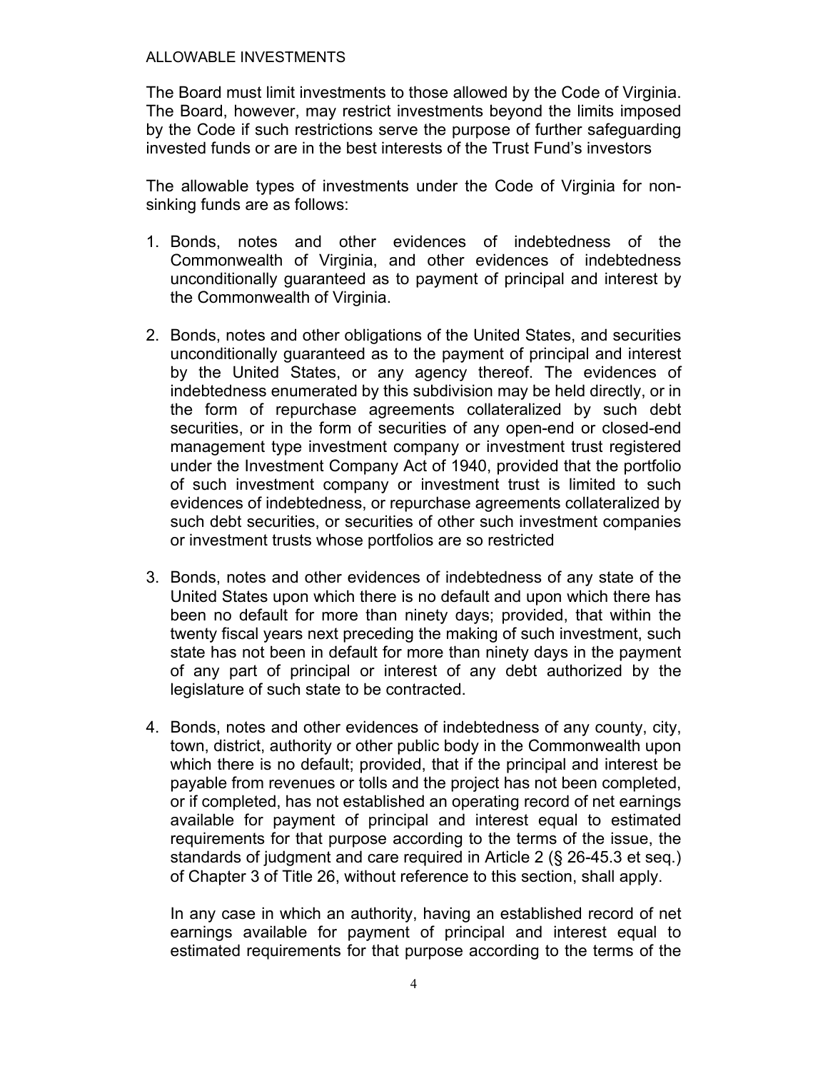## ALLOWABLE INVESTMENTS

The Board must limit investments to those allowed by the Code of Virginia. The Board, however, may restrict investments beyond the limits imposed by the Code if such restrictions serve the purpose of further safeguarding invested funds or are in the best interests of the Trust Fund's investors

The allowable types of investments under the Code of Virginia for non-sinking funds are as follows:

1. Bonds, notes and other evidences of indebtedness of the Commonwealth of Virginia, and other evidences of indebtedness unconditionally guaranteed as to payment of principal and interest by the Commonwealth of Virginia.

2. Bonds, notes and other obligations of the United States, and securities unconditionally guaranteed as to the payment of principal and interest by the United States, or any agency thereof. The evidences of indebtedness enumerated by this subdivision may be held directly, or in the form of repurchase agreements collateralized by such debt securities, or in the form of securities of any open-end or closed-end management type investment company or investment trust registered under the Investment Company Act of 1940, provided that the portfolio of such investment company or investment trust is limited to such evidences of indebtedness, or repurchase agreements collateralized by such debt securities, or securities of other such investment companies or investment trusts whose portfolios are so restricted

3. Bonds, notes and other evidences of indebtedness of any state of the United States upon which there is no default and upon which there has been no default for more than ninety days; provided, that within the twenty fiscal years next preceding the making of such investment, such state has not been in default for more than ninety days in the payment of any part of principal or interest of any debt authorized by the legislature of such state to be contracted.

4. Bonds, notes and other evidences of indebtedness of any county, city, town, district, authority or other public body in the Commonwealth upon which there is no default; provided, that if the principal and interest be payable from revenues or tolls and the project has not been completed, or if completed, has not established an operating record of net earnings available for payment of principal and interest equal to estimated requirements for that purpose according to the terms of the issue, the standards of judgment and care required in Article 2 (§ 26-45.3 et seq.) of Chapter 3 of Title 26, without reference to this section, shall apply.

   In any case in which an authority, having an established record of net earnings available for payment of principal and interest equal to estimated requirements for that purpose according to the terms of the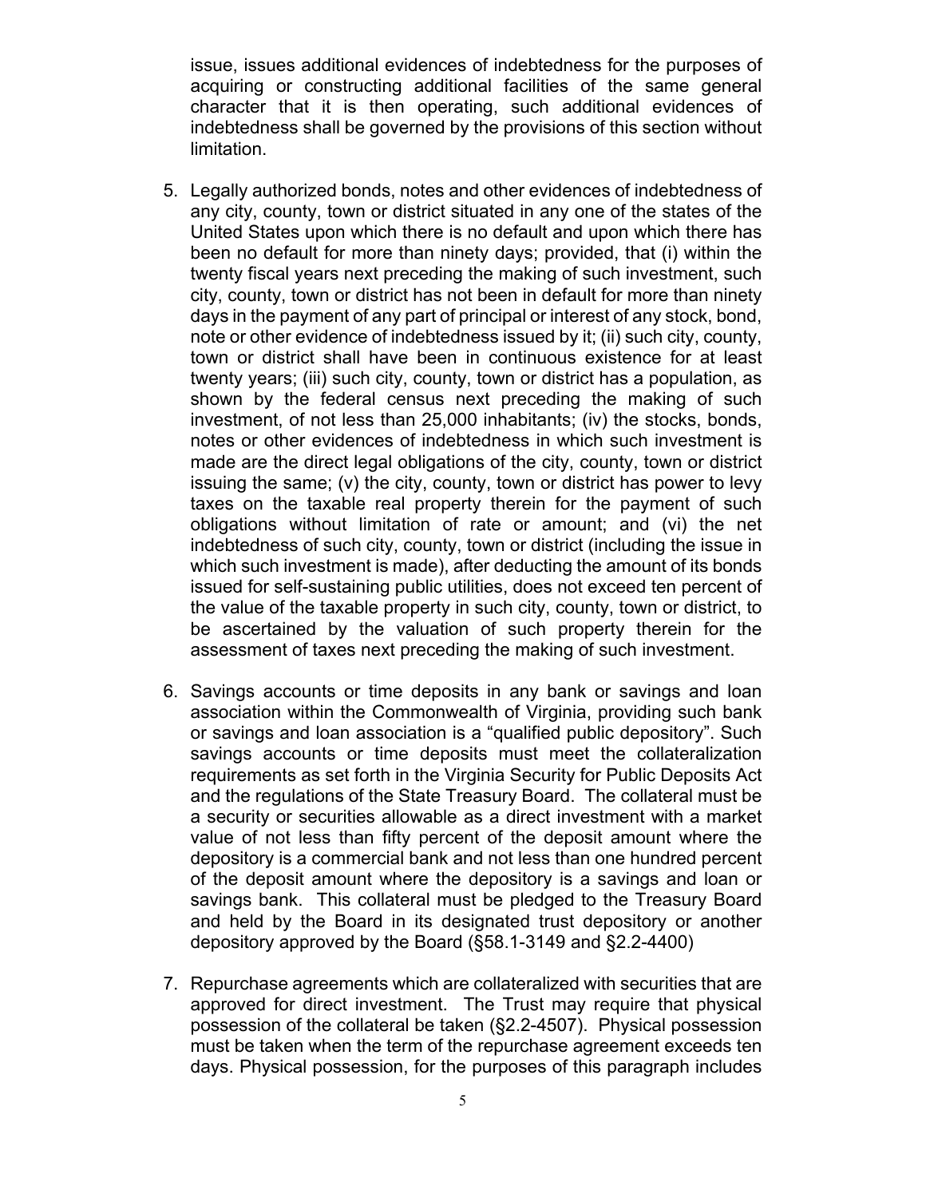issue, issues additional evidences of indebtedness for the purposes of acquiring or constructing additional facilities of the same general character that it is then operating, such additional evidences of indebtedness shall be governed by the provisions of this section without limitation.

5. Legally authorized bonds, notes and other evidences of indebtedness of any city, county, town or district situated in any one of the states of the United States upon which there is no default and upon which there has been no default for more than ninety days; provided, that (i) within the twenty fiscal years next preceding the making of such investment, such city, county, town or district has not been in default for more than ninety days in the payment of any part of principal or interest of any stock, bond, note or other evidence of indebtedness issued by it; (ii) such city, county, town or district shall have been in continuous existence for at least twenty years; (iii) such city, county, town or district has a population, as shown by the federal census next preceding the making of such investment, of not less than 25,000 inhabitants; (iv) the stocks, bonds, notes or other evidences of indebtedness in which such investment is made are the direct legal obligations of the city, county, town or district issuing the same; (v) the city, county, town or district has power to levy taxes on the taxable real property therein for the payment of such obligations without limitation of rate or amount; and (vi) the net indebtedness of such city, county, town or district (including the issue in which such investment is made), after deducting the amount of its bonds issued for self-sustaining public utilities, does not exceed ten percent of the value of the taxable property in such city, county, town or district, to be ascertained by the valuation of such property therein for the assessment of taxes next preceding the making of such investment.

6. Savings accounts or time deposits in any bank or savings and loan association within the Commonwealth of Virginia, providing such bank or savings and loan association is a "qualified public depository". Such savings accounts or time deposits must meet the collateralization requirements as set forth in the Virginia Security for Public Deposits Act and the regulations of the State Treasury Board. The collateral must be a security or securities allowable as a direct investment with a market value of not less than fifty percent of the deposit amount where the depository is a commercial bank and not less than one hundred percent of the deposit amount where the depository is a savings and loan or savings bank. This collateral must be pledged to the Treasury Board and held by the Board in its designated trust depository or another depository approved by the Board (§58.1-3149 and §2.2-4400)

7. Repurchase agreements which are collateralized with securities that are approved for direct investment. The Trust may require that physical possession of the collateral be taken (§2.2-4507). Physical possession must be taken when the term of the repurchase agreement exceeds ten days. Physical possession, for the purposes of this paragraph includes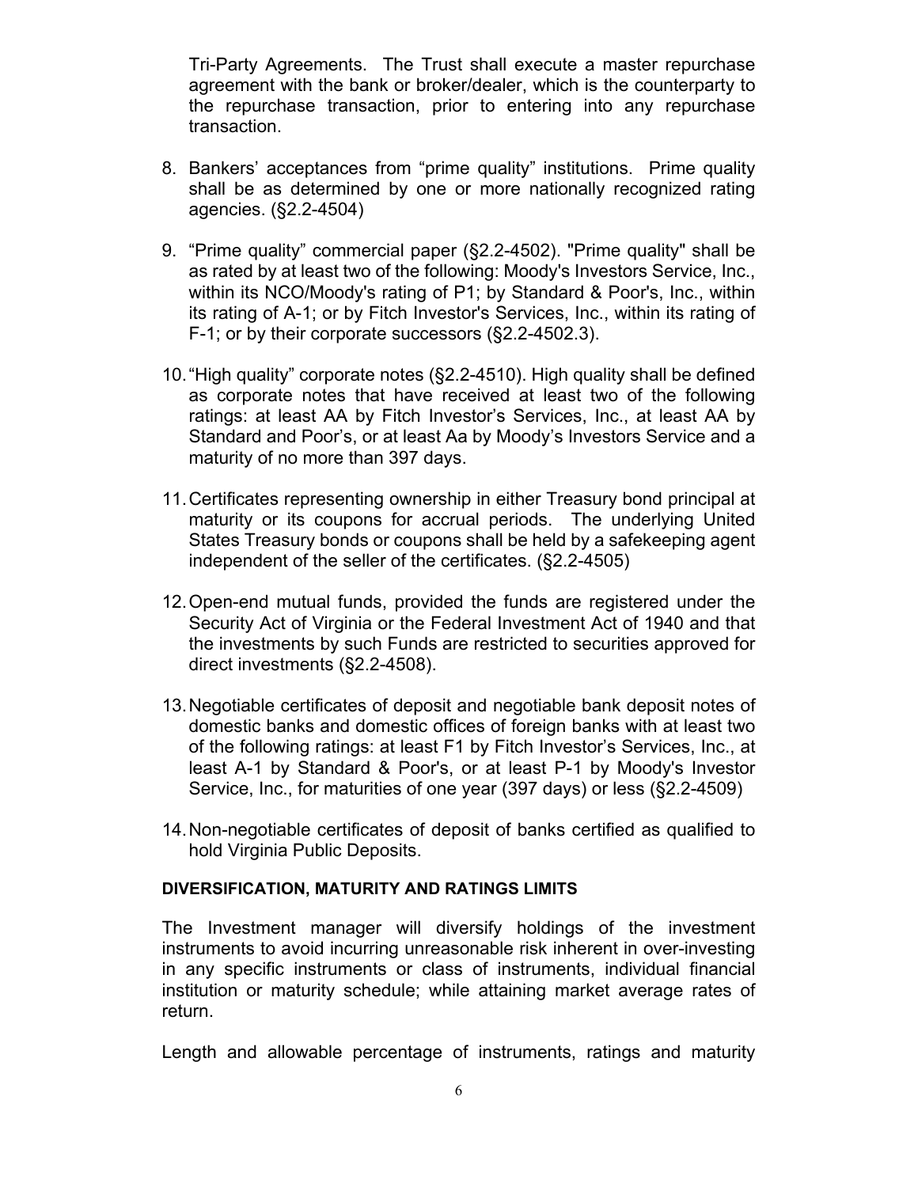Tri-Party Agreements. The Trust shall execute a master repurchase agreement with the bank or broker/dealer, which is the counterparty to the repurchase transaction, prior to entering into any repurchase transaction.

8. Bankers' acceptances from "prime quality" institutions. Prime quality shall be as determined by one or more nationally recognized rating agencies. (§2.2-4504)

9. "Prime quality" commercial paper (§2.2-4502). "Prime quality" shall be as rated by at least two of the following: Moody's Investors Service, Inc., within its NCO/Moody's rating of P1; by Standard & Poor's, Inc., within its rating of A-1; or by Fitch Investor's Services, Inc., within its rating of F-1; or by their corporate successors (§2.2-4502.3).

10. "High quality" corporate notes (§2.2-4510). High quality shall be defined as corporate notes that have received at least two of the following ratings: at least AA by Fitch Investor's Services, Inc., at least AA by Standard and Poor's, or at least Aa by Moody's Investors Service and a maturity of no more than 397 days.

11. Certificates representing ownership in either Treasury bond principal at maturity or its coupons for accrual periods. The underlying United States Treasury bonds or coupons shall be held by a safekeeping agent independent of the seller of the certificates. (§2.2-4505)

12. Open-end mutual funds, provided the funds are registered under the Security Act of Virginia or the Federal Investment Act of 1940 and that the investments by such Funds are restricted to securities approved for direct investments (§2.2-4508).

13. Negotiable certificates of deposit and negotiable bank deposit notes of domestic banks and domestic offices of foreign banks with at least two of the following ratings: at least F1 by Fitch Investor's Services, Inc., at least A-1 by Standard & Poor's, or at least P-1 by Moody's Investor Service, Inc., for maturities of one year (397 days) or less (§2.2-4509)

14. Non-negotiable certificates of deposit of banks certified as qualified to hold Virginia Public Deposits.

**DIVERSIFICATION, MATURITY AND RATINGS LIMITS**

The Investment manager will diversify holdings of the investment instruments to avoid incurring unreasonable risk inherent in over-investing in any specific instruments or class of instruments, individual financial institution or maturity schedule; while attaining market average rates of return.

Length and allowable percentage of instruments, ratings and maturity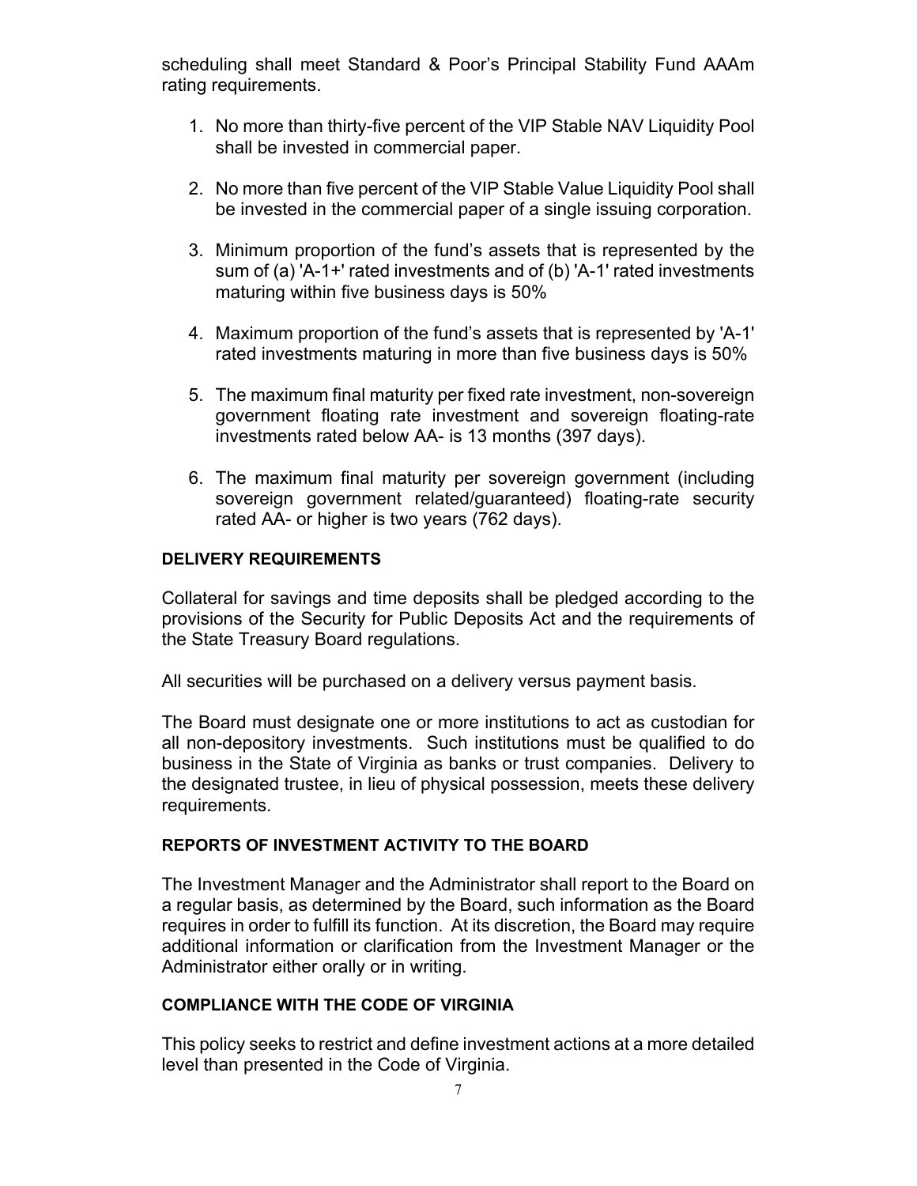scheduling shall meet Standard & Poor's Principal Stability Fund AAAm rating requirements.

1. No more than thirty-five percent of the VIP Stable NAV Liquidity Pool shall be invested in commercial paper.

2. No more than five percent of the VIP Stable Value Liquidity Pool shall be invested in the commercial paper of a single issuing corporation.

3. Minimum proportion of the fund's assets that is represented by the sum of (a) 'A-1+' rated investments and of (b) 'A-1' rated investments maturing within five business days is 50%

4. Maximum proportion of the fund's assets that is represented by 'A-1' rated investments maturing in more than five business days is 50%

5. The maximum final maturity per fixed rate investment, non-sovereign government floating rate investment and sovereign floating-rate investments rated below AA- is 13 months (397 days).

6. The maximum final maturity per sovereign government (including sovereign government related/guaranteed) floating-rate security rated AA- or higher is two years (762 days).

**DELIVERY REQUIREMENTS**

Collateral for savings and time deposits shall be pledged according to the provisions of the Security for Public Deposits Act and the requirements of the State Treasury Board regulations.

All securities will be purchased on a delivery versus payment basis.

The Board must designate one or more institutions to act as custodian for all non-depository investments. Such institutions must be qualified to do business in the State of Virginia as banks or trust companies. Delivery to the designated trustee, in lieu of physical possession, meets these delivery requirements.

**REPORTS OF INVESTMENT ACTIVITY TO THE BOARD**

The Investment Manager and the Administrator shall report to the Board on a regular basis, as determined by the Board, such information as the Board requires in order to fulfill its function. At its discretion, the Board may require additional information or clarification from the Investment Manager or the Administrator either orally or in writing.

**COMPLIANCE WITH THE CODE OF VIRGINIA**

This policy seeks to restrict and define investment actions at a more detailed level than presented in the Code of Virginia.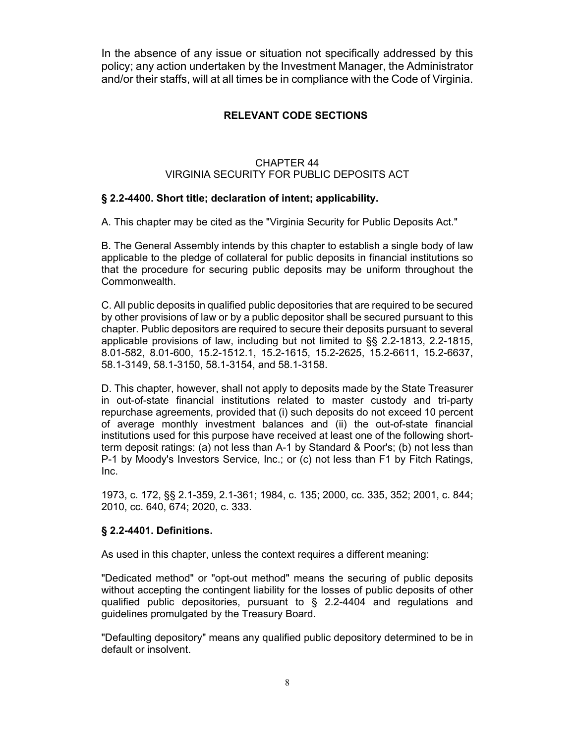In the absence of any issue or situation not specifically addressed by this policy; any action undertaken by the Investment Manager, the Administrator and/or their staffs, will at all times be in compliance with the Code of Virginia.

## RELEVANT CODE SECTIONS

### CHAPTER 44
### VIRGINIA SECURITY FOR PUBLIC DEPOSITS ACT

**§ 2.2-4400. Short title; declaration of intent; applicability.**

A. This chapter may be cited as the "Virginia Security for Public Deposits Act."

B. The General Assembly intends by this chapter to establish a single body of law applicable to the pledge of collateral for public deposits in financial institutions so that the procedure for securing public deposits may be uniform throughout the Commonwealth.

C. All public deposits in qualified public depositories that are required to be secured by other provisions of law or by a public depositor shall be secured pursuant to this chapter. Public depositors are required to secure their deposits pursuant to several applicable provisions of law, including but not limited to §§ 2.2-1813, 2.2-1815, 8.01-582, 8.01-600, 15.2-1512.1, 15.2-1615, 15.2-2625, 15.2-6611, 15.2-6637, 58.1-3149, 58.1-3150, 58.1-3154, and 58.1-3158.

D. This chapter, however, shall not apply to deposits made by the State Treasurer in out-of-state financial institutions related to master custody and tri-party repurchase agreements, provided that (i) such deposits do not exceed 10 percent of average monthly investment balances and (ii) the out-of-state financial institutions used for this purpose have received at least one of the following short-term deposit ratings: (a) not less than A-1 by Standard & Poor's; (b) not less than P-1 by Moody's Investors Service, Inc.; or (c) not less than F1 by Fitch Ratings, Inc.

1973, c. 172, §§ 2.1-359, 2.1-361; 1984, c. 135; 2000, cc. 335, 352; 2001, c. 844; 2010, cc. 640, 674; 2020, c. 333.

**§ 2.2-4401. Definitions.**

As used in this chapter, unless the context requires a different meaning:

"Dedicated method" or "opt-out method" means the securing of public deposits without accepting the contingent liability for the losses of public deposits of other qualified public depositories, pursuant to § 2.2-4404 and regulations and guidelines promulgated by the Treasury Board.

"Defaulting depository" means any qualified public depository determined to be in default or insolvent.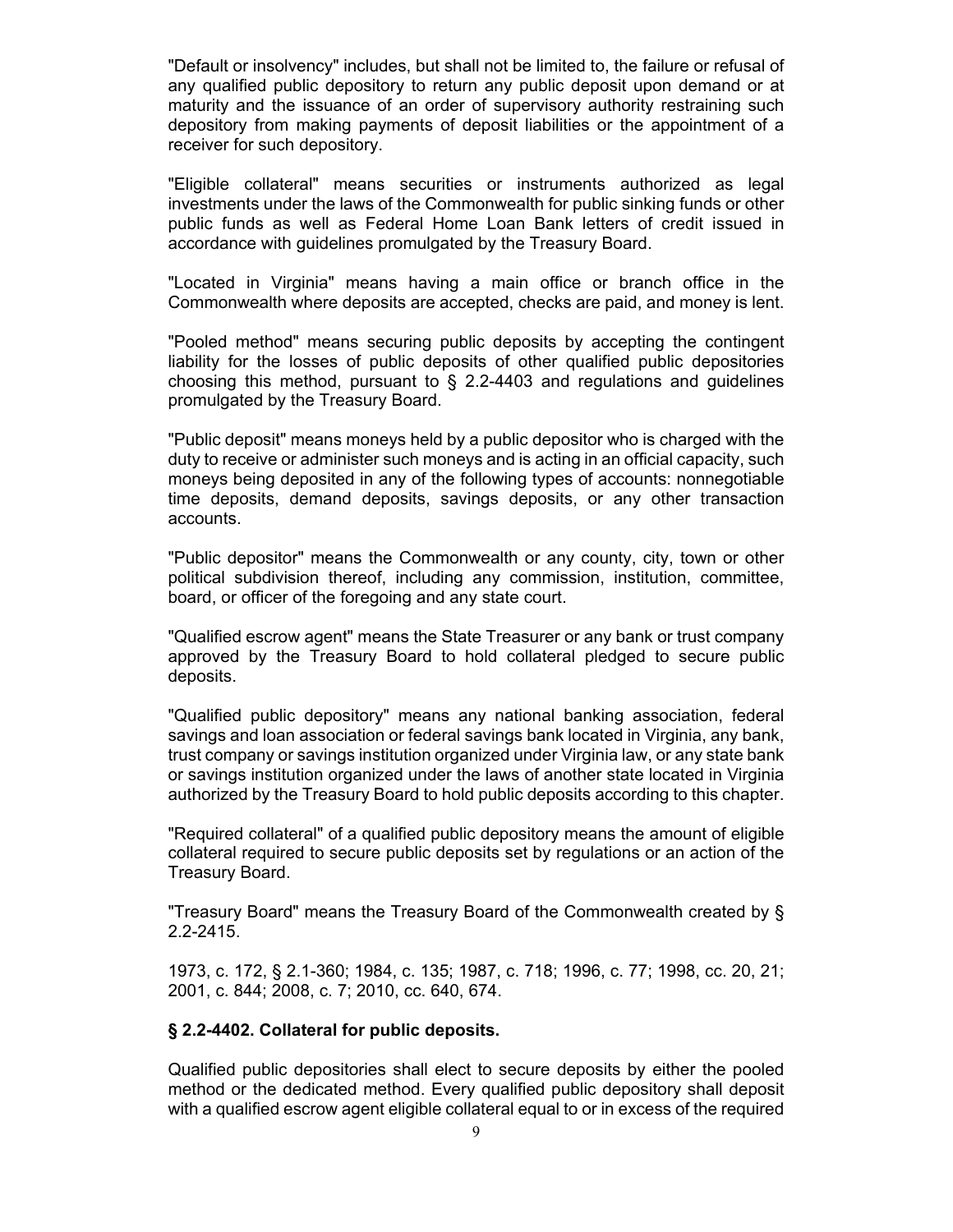"Default or insolvency" includes, but shall not be limited to, the failure or refusal of any qualified public depository to return any public deposit upon demand or at maturity and the issuance of an order of supervisory authority restraining such depository from making payments of deposit liabilities or the appointment of a receiver for such depository.

"Eligible collateral" means securities or instruments authorized as legal investments under the laws of the Commonwealth for public sinking funds or other public funds as well as Federal Home Loan Bank letters of credit issued in accordance with guidelines promulgated by the Treasury Board.

"Located in Virginia" means having a main office or branch office in the Commonwealth where deposits are accepted, checks are paid, and money is lent.

"Pooled method" means securing public deposits by accepting the contingent liability for the losses of public deposits of other qualified public depositories choosing this method, pursuant to § 2.2-4403 and regulations and guidelines promulgated by the Treasury Board.

"Public deposit" means moneys held by a public depositor who is charged with the duty to receive or administer such moneys and is acting in an official capacity, such moneys being deposited in any of the following types of accounts: nonnegotiable time deposits, demand deposits, savings deposits, or any other transaction accounts.

"Public depositor" means the Commonwealth or any county, city, town or other political subdivision thereof, including any commission, institution, committee, board, or officer of the foregoing and any state court.

"Qualified escrow agent" means the State Treasurer or any bank or trust company approved by the Treasury Board to hold collateral pledged to secure public deposits.

"Qualified public depository" means any national banking association, federal savings and loan association or federal savings bank located in Virginia, any bank, trust company or savings institution organized under Virginia law, or any state bank or savings institution organized under the laws of another state located in Virginia authorized by the Treasury Board to hold public deposits according to this chapter.

"Required collateral" of a qualified public depository means the amount of eligible collateral required to secure public deposits set by regulations or an action of the Treasury Board.

"Treasury Board" means the Treasury Board of the Commonwealth created by § 2.2-2415.

1973, c. 172, § 2.1-360; 1984, c. 135; 1987, c. 718; 1996, c. 77; 1998, cc. 20, 21; 2001, c. 844; 2008, c. 7; 2010, cc. 640, 674.

**§ 2.2-4402. Collateral for public deposits.**

Qualified public depositories shall elect to secure deposits by either the pooled method or the dedicated method. Every qualified public depository shall deposit with a qualified escrow agent eligible collateral equal to or in excess of the required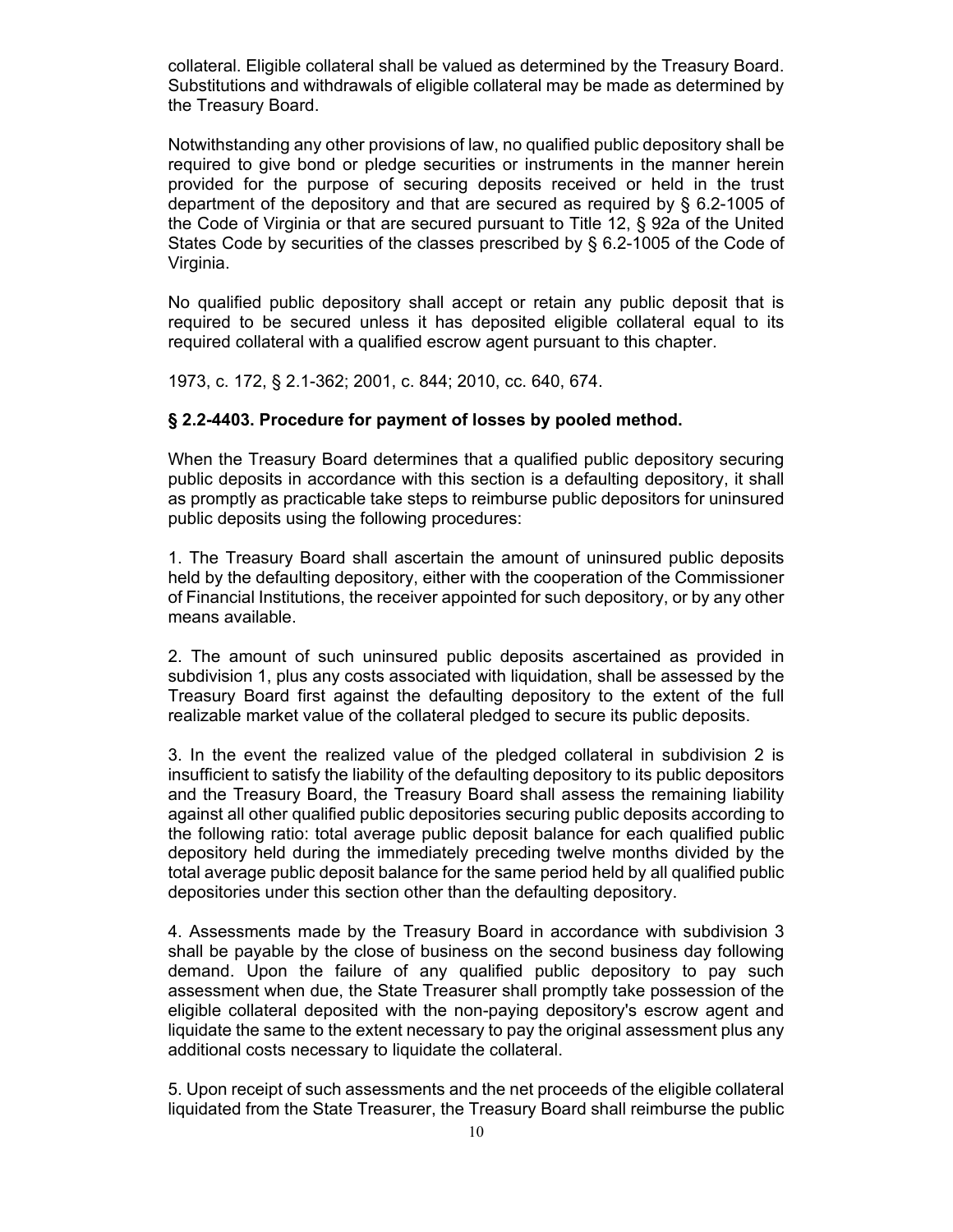collateral. Eligible collateral shall be valued as determined by the Treasury Board. Substitutions and withdrawals of eligible collateral may be made as determined by the Treasury Board.

Notwithstanding any other provisions of law, no qualified public depository shall be required to give bond or pledge securities or instruments in the manner herein provided for the purpose of securing deposits received or held in the trust department of the depository and that are secured as required by § 6.2-1005 of the Code of Virginia or that are secured pursuant to Title 12, § 92a of the United States Code by securities of the classes prescribed by § 6.2-1005 of the Code of Virginia.

No qualified public depository shall accept or retain any public deposit that is required to be secured unless it has deposited eligible collateral equal to its required collateral with a qualified escrow agent pursuant to this chapter.

1973, c. 172, § 2.1-362; 2001, c. 844; 2010, cc. 640, 674.

### § 2.2-4403. Procedure for payment of losses by pooled method.

When the Treasury Board determines that a qualified public depository securing public deposits in accordance with this section is a defaulting depository, it shall as promptly as practicable take steps to reimburse public depositors for uninsured public deposits using the following procedures:

1. The Treasury Board shall ascertain the amount of uninsured public deposits held by the defaulting depository, either with the cooperation of the Commissioner of Financial Institutions, the receiver appointed for such depository, or by any other means available.

2. The amount of such uninsured public deposits ascertained as provided in subdivision 1, plus any costs associated with liquidation, shall be assessed by the Treasury Board first against the defaulting depository to the extent of the full realizable market value of the collateral pledged to secure its public deposits.

3. In the event the realized value of the pledged collateral in subdivision 2 is insufficient to satisfy the liability of the defaulting depository to its public depositors and the Treasury Board, the Treasury Board shall assess the remaining liability against all other qualified public depositories securing public deposits according to the following ratio: total average public deposit balance for each qualified public depository held during the immediately preceding twelve months divided by the total average public deposit balance for the same period held by all qualified public depositories under this section other than the defaulting depository.

4. Assessments made by the Treasury Board in accordance with subdivision 3 shall be payable by the close of business on the second business day following demand. Upon the failure of any qualified public depository to pay such assessment when due, the State Treasurer shall promptly take possession of the eligible collateral deposited with the non-paying depository's escrow agent and liquidate the same to the extent necessary to pay the original assessment plus any additional costs necessary to liquidate the collateral.

5. Upon receipt of such assessments and the net proceeds of the eligible collateral liquidated from the State Treasurer, the Treasury Board shall reimburse the public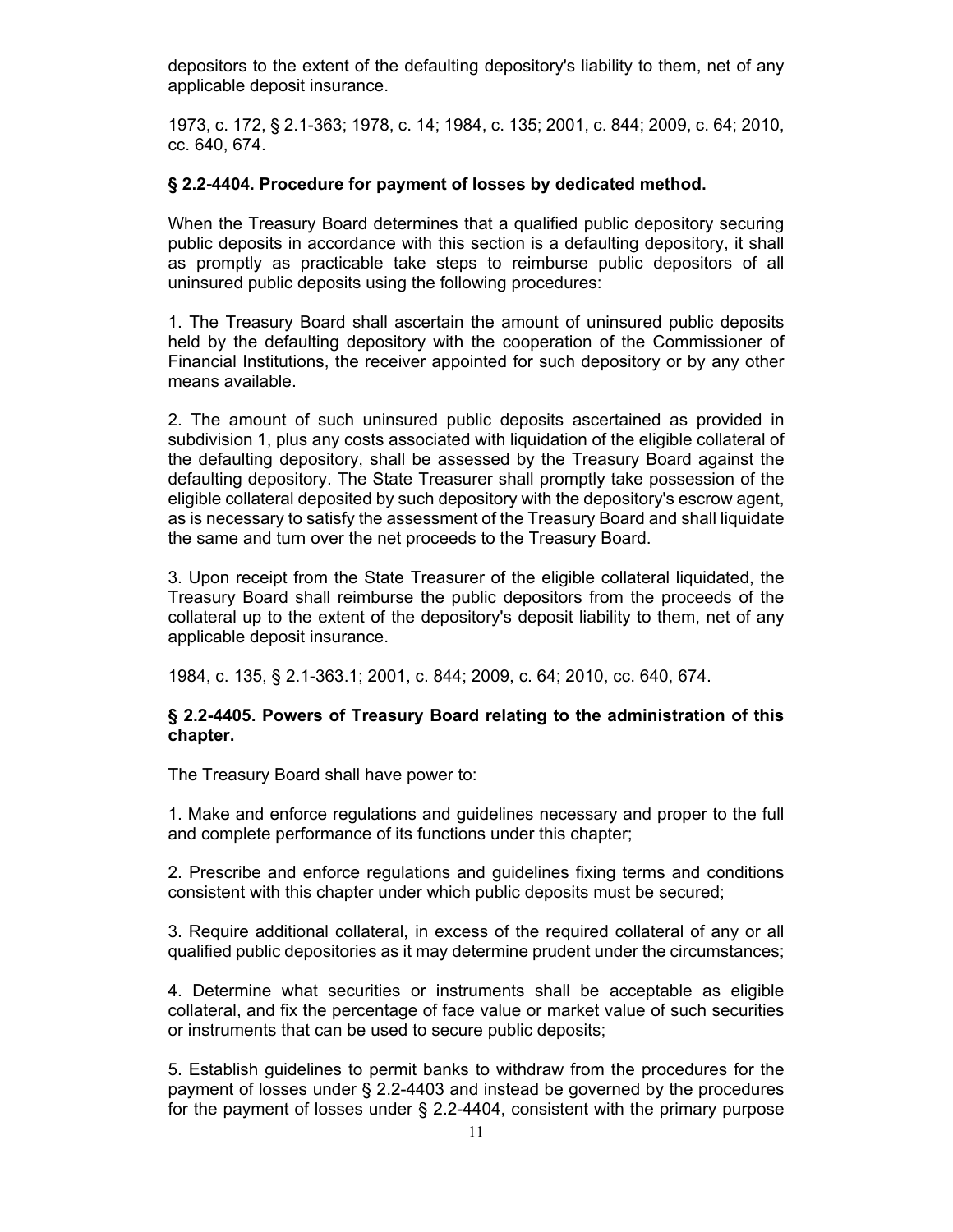depositors to the extent of the defaulting depository's liability to them, net of any applicable deposit insurance.

1973, c. 172, § 2.1-363; 1978, c. 14; 1984, c. 135; 2001, c. 844; 2009, c. 64; 2010, cc. 640, 674.

### § 2.2-4404. Procedure for payment of losses by dedicated method.

When the Treasury Board determines that a qualified public depository securing public deposits in accordance with this section is a defaulting depository, it shall as promptly as practicable take steps to reimburse public depositors of all uninsured public deposits using the following procedures:

1. The Treasury Board shall ascertain the amount of uninsured public deposits held by the defaulting depository with the cooperation of the Commissioner of Financial Institutions, the receiver appointed for such depository or by any other means available.

2. The amount of such uninsured public deposits ascertained as provided in subdivision 1, plus any costs associated with liquidation of the eligible collateral of the defaulting depository, shall be assessed by the Treasury Board against the defaulting depository. The State Treasurer shall promptly take possession of the eligible collateral deposited by such depository with the depository's escrow agent, as is necessary to satisfy the assessment of the Treasury Board and shall liquidate the same and turn over the net proceeds to the Treasury Board.

3. Upon receipt from the State Treasurer of the eligible collateral liquidated, the Treasury Board shall reimburse the public depositors from the proceeds of the collateral up to the extent of the depository's deposit liability to them, net of any applicable deposit insurance.

1984, c. 135, § 2.1-363.1; 2001, c. 844; 2009, c. 64; 2010, cc. 640, 674.

### § 2.2-4405. Powers of Treasury Board relating to the administration of this chapter.

The Treasury Board shall have power to:

1. Make and enforce regulations and guidelines necessary and proper to the full and complete performance of its functions under this chapter;

2. Prescribe and enforce regulations and guidelines fixing terms and conditions consistent with this chapter under which public deposits must be secured;

3. Require additional collateral, in excess of the required collateral of any or all qualified public depositories as it may determine prudent under the circumstances;

4. Determine what securities or instruments shall be acceptable as eligible collateral, and fix the percentage of face value or market value of such securities or instruments that can be used to secure public deposits;

5. Establish guidelines to permit banks to withdraw from the procedures for the payment of losses under § 2.2-4403 and instead be governed by the procedures for the payment of losses under § 2.2-4404, consistent with the primary purpose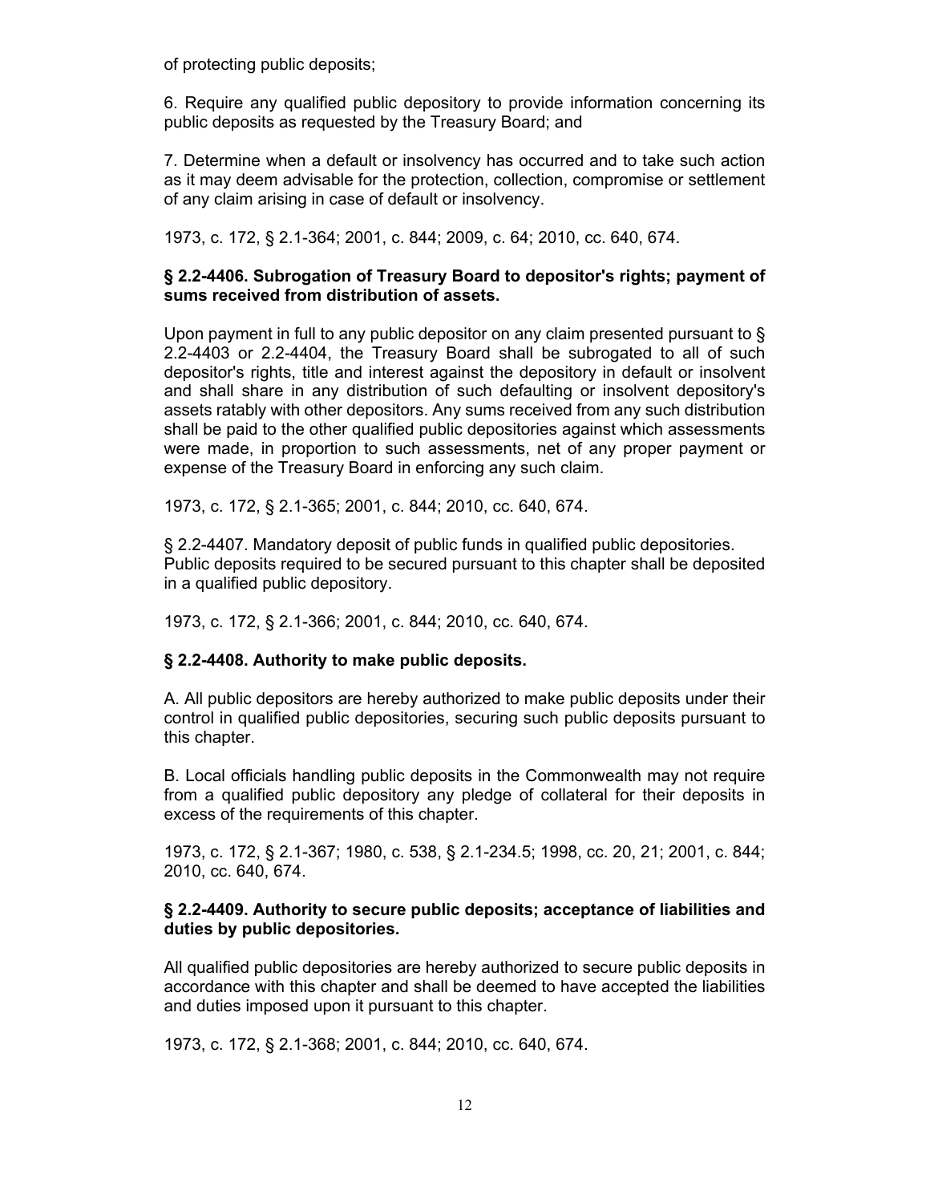of protecting public deposits;

6. Require any qualified public depository to provide information concerning its public deposits as requested by the Treasury Board; and

7. Determine when a default or insolvency has occurred and to take such action as it may deem advisable for the protection, collection, compromise or settlement of any claim arising in case of default or insolvency.

1973, c. 172, § 2.1-364; 2001, c. 844; 2009, c. 64; 2010, cc. 640, 674.

**§ 2.2-4406. Subrogation of Treasury Board to depositor's rights; payment of sums received from distribution of assets.**

Upon payment in full to any public depositor on any claim presented pursuant to § 2.2-4403 or 2.2-4404, the Treasury Board shall be subrogated to all of such depositor's rights, title and interest against the depository in default or insolvent and shall share in any distribution of such defaulting or insolvent depository's assets ratably with other depositors. Any sums received from any such distribution shall be paid to the other qualified public depositories against which assessments were made, in proportion to such assessments, net of any proper payment or expense of the Treasury Board in enforcing any such claim.

1973, c. 172, § 2.1-365; 2001, c. 844; 2010, cc. 640, 674.

§ 2.2-4407. Mandatory deposit of public funds in qualified public depositories.
Public deposits required to be secured pursuant to this chapter shall be deposited in a qualified public depository.

1973, c. 172, § 2.1-366; 2001, c. 844; 2010, cc. 640, 674.

**§ 2.2-4408. Authority to make public deposits.**

A. All public depositors are hereby authorized to make public deposits under their control in qualified public depositories, securing such public deposits pursuant to this chapter.

B. Local officials handling public deposits in the Commonwealth may not require from a qualified public depository any pledge of collateral for their deposits in excess of the requirements of this chapter.

1973, c. 172, § 2.1-367; 1980, c. 538, § 2.1-234.5; 1998, cc. 20, 21; 2001, c. 844; 2010, cc. 640, 674.

**§ 2.2-4409. Authority to secure public deposits; acceptance of liabilities and duties by public depositories.**

All qualified public depositories are hereby authorized to secure public deposits in accordance with this chapter and shall be deemed to have accepted the liabilities and duties imposed upon it pursuant to this chapter.

1973, c. 172, § 2.1-368; 2001, c. 844; 2010, cc. 640, 674.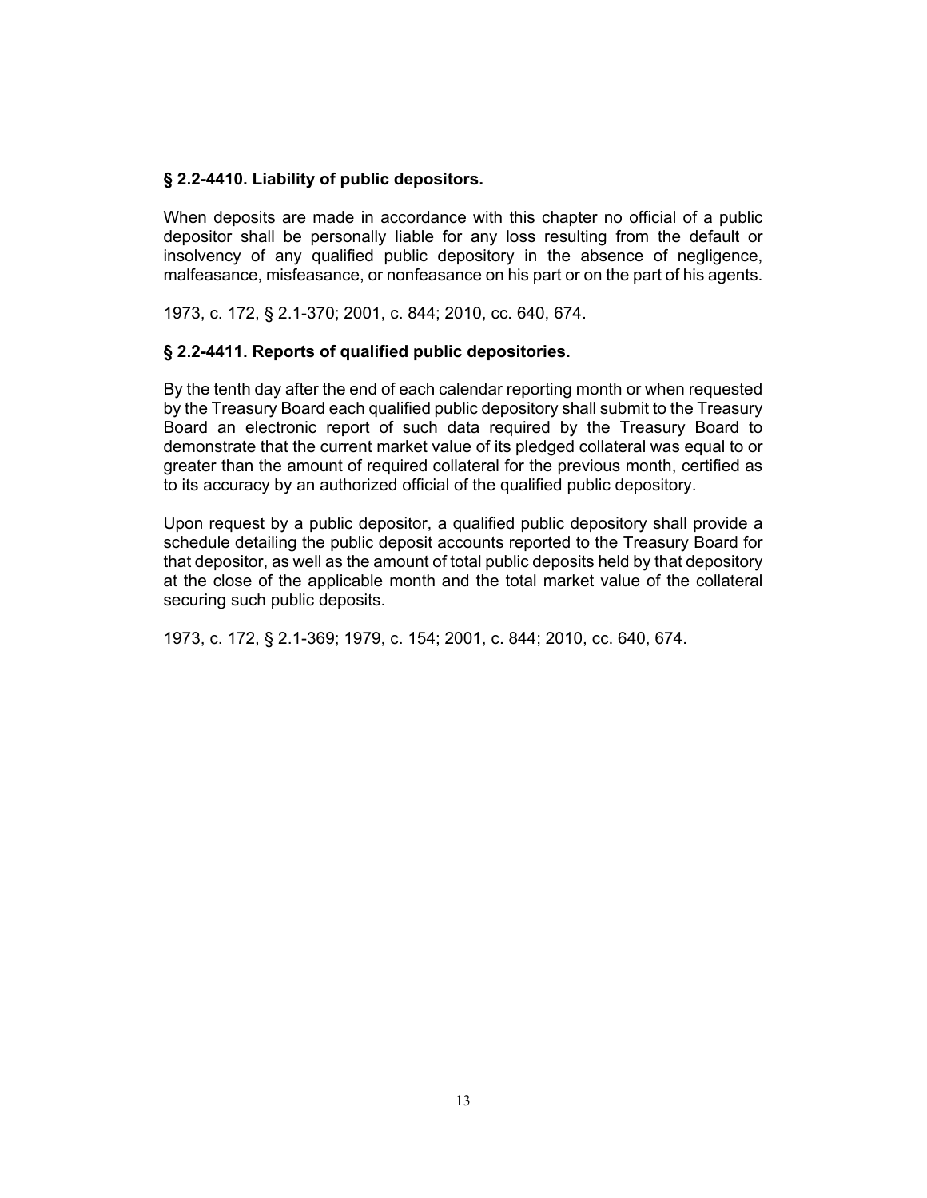### **§ 2.2-4410. Liability of public depositors.**

When deposits are made in accordance with this chapter no official of a public depositor shall be personally liable for any loss resulting from the default or insolvency of any qualified public depository in the absence of negligence, malfeasance, misfeasance, or nonfeasance on his part or on the part of his agents.

1973, c. 172, § 2.1-370; 2001, c. 844; 2010, cc. 640, 674.

### **§ 2.2-4411. Reports of qualified public depositories.**

By the tenth day after the end of each calendar reporting month or when requested by the Treasury Board each qualified public depository shall submit to the Treasury Board an electronic report of such data required by the Treasury Board to demonstrate that the current market value of its pledged collateral was equal to or greater than the amount of required collateral for the previous month, certified as to its accuracy by an authorized official of the qualified public depository.

Upon request by a public depositor, a qualified public depository shall provide a schedule detailing the public deposit accounts reported to the Treasury Board for that depositor, as well as the amount of total public deposits held by that depository at the close of the applicable month and the total market value of the collateral securing such public deposits.

1973, c. 172, § 2.1-369; 1979, c. 154; 2001, c. 844; 2010, cc. 640, 674.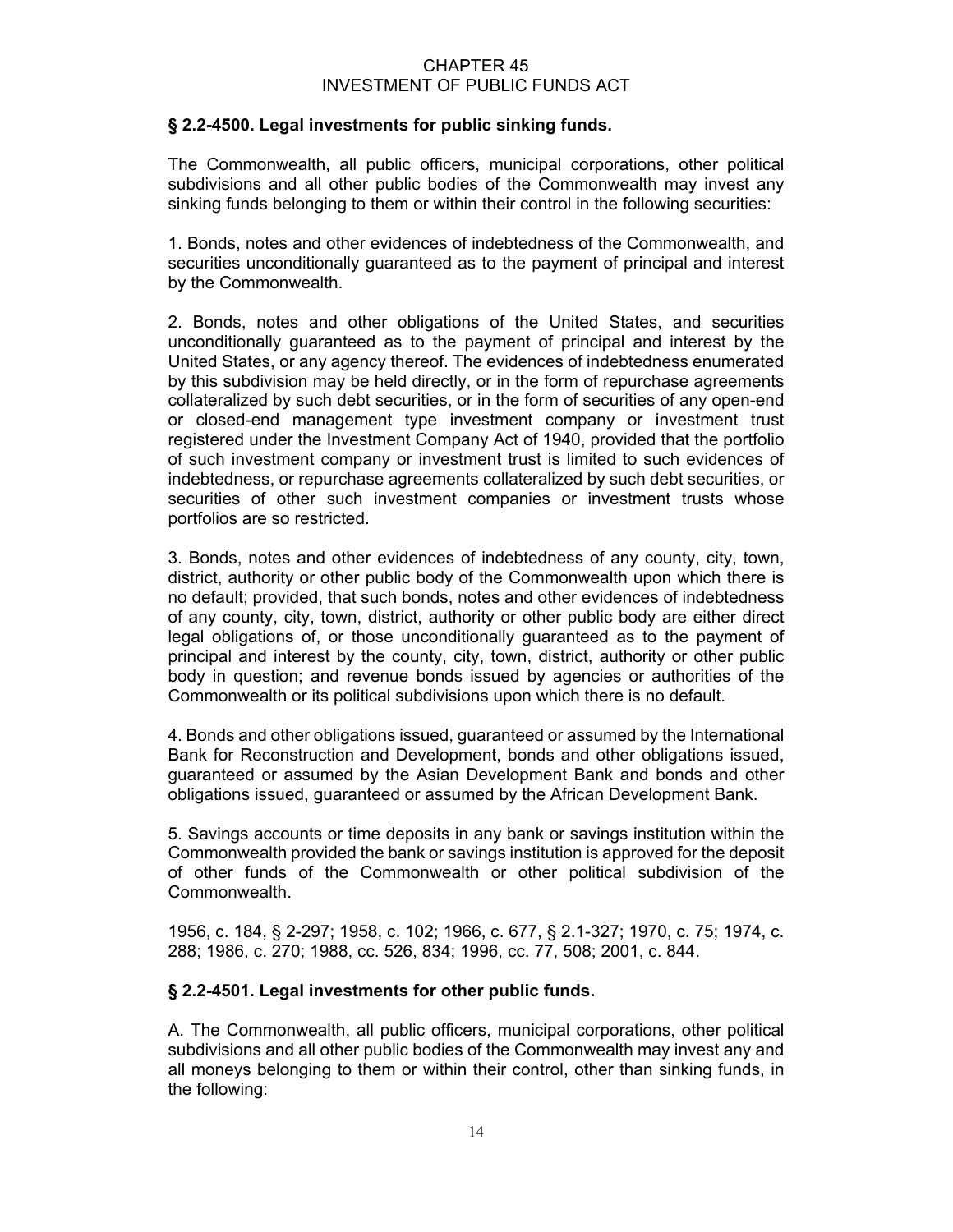# CHAPTER 45
# INVESTMENT OF PUBLIC FUNDS ACT

### § 2.2-4500. Legal investments for public sinking funds.

The Commonwealth, all public officers, municipal corporations, other political subdivisions and all other public bodies of the Commonwealth may invest any sinking funds belonging to them or within their control in the following securities:

1. Bonds, notes and other evidences of indebtedness of the Commonwealth, and securities unconditionally guaranteed as to the payment of principal and interest by the Commonwealth.

2. Bonds, notes and other obligations of the United States, and securities unconditionally guaranteed as to the payment of principal and interest by the United States, or any agency thereof. The evidences of indebtedness enumerated by this subdivision may be held directly, or in the form of repurchase agreements collateralized by such debt securities, or in the form of securities of any open-end or closed-end management type investment company or investment trust registered under the Investment Company Act of 1940, provided that the portfolio of such investment company or investment trust is limited to such evidences of indebtedness, or repurchase agreements collateralized by such debt securities, or securities of other such investment companies or investment trusts whose portfolios are so restricted.

3. Bonds, notes and other evidences of indebtedness of any county, city, town, district, authority or other public body of the Commonwealth upon which there is no default; provided, that such bonds, notes and other evidences of indebtedness of any county, city, town, district, authority or other public body are either direct legal obligations of, or those unconditionally guaranteed as to the payment of principal and interest by the county, city, town, district, authority or other public body in question; and revenue bonds issued by agencies or authorities of the Commonwealth or its political subdivisions upon which there is no default.

4. Bonds and other obligations issued, guaranteed or assumed by the International Bank for Reconstruction and Development, bonds and other obligations issued, guaranteed or assumed by the Asian Development Bank and bonds and other obligations issued, guaranteed or assumed by the African Development Bank.

5. Savings accounts or time deposits in any bank or savings institution within the Commonwealth provided the bank or savings institution is approved for the deposit of other funds of the Commonwealth or other political subdivision of the Commonwealth.

1956, c. 184, § 2-297; 1958, c. 102; 1966, c. 677, § 2.1-327; 1970, c. 75; 1974, c. 288; 1986, c. 270; 1988, cc. 526, 834; 1996, cc. 77, 508; 2001, c. 844.

### § 2.2-4501. Legal investments for other public funds.

A. The Commonwealth, all public officers, municipal corporations, other political subdivisions and all other public bodies of the Commonwealth may invest any and all moneys belonging to them or within their control, other than sinking funds, in the following: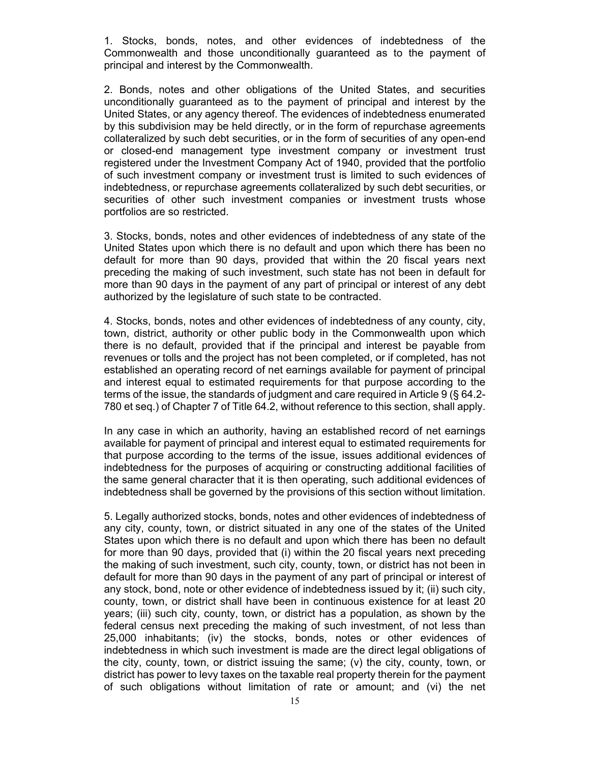1. Stocks, bonds, notes, and other evidences of indebtedness of the Commonwealth and those unconditionally guaranteed as to the payment of principal and interest by the Commonwealth.

2. Bonds, notes and other obligations of the United States, and securities unconditionally guaranteed as to the payment of principal and interest by the United States, or any agency thereof. The evidences of indebtedness enumerated by this subdivision may be held directly, or in the form of repurchase agreements collateralized by such debt securities, or in the form of securities of any open-end or closed-end management type investment company or investment trust registered under the Investment Company Act of 1940, provided that the portfolio of such investment company or investment trust is limited to such evidences of indebtedness, or repurchase agreements collateralized by such debt securities, or securities of other such investment companies or investment trusts whose portfolios are so restricted.

3. Stocks, bonds, notes and other evidences of indebtedness of any state of the United States upon which there is no default and upon which there has been no default for more than 90 days, provided that within the 20 fiscal years next preceding the making of such investment, such state has not been in default for more than 90 days in the payment of any part of principal or interest of any debt authorized by the legislature of such state to be contracted.

4. Stocks, bonds, notes and other evidences of indebtedness of any county, city, town, district, authority or other public body in the Commonwealth upon which there is no default, provided that if the principal and interest be payable from revenues or tolls and the project has not been completed, or if completed, has not established an operating record of net earnings available for payment of principal and interest equal to estimated requirements for that purpose according to the terms of the issue, the standards of judgment and care required in Article 9 (§ 64.2-780 et seq.) of Chapter 7 of Title 64.2, without reference to this section, shall apply.

In any case in which an authority, having an established record of net earnings available for payment of principal and interest equal to estimated requirements for that purpose according to the terms of the issue, issues additional evidences of indebtedness for the purposes of acquiring or constructing additional facilities of the same general character that it is then operating, such additional evidences of indebtedness shall be governed by the provisions of this section without limitation.

5. Legally authorized stocks, bonds, notes and other evidences of indebtedness of any city, county, town, or district situated in any one of the states of the United States upon which there is no default and upon which there has been no default for more than 90 days, provided that (i) within the 20 fiscal years next preceding the making of such investment, such city, county, town, or district has not been in default for more than 90 days in the payment of any part of principal or interest of any stock, bond, note or other evidence of indebtedness issued by it; (ii) such city, county, town, or district shall have been in continuous existence for at least 20 years; (iii) such city, county, town, or district has a population, as shown by the federal census next preceding the making of such investment, of not less than 25,000 inhabitants; (iv) the stocks, bonds, notes or other evidences of indebtedness in which such investment is made are the direct legal obligations of the city, county, town, or district issuing the same; (v) the city, county, town, or district has power to levy taxes on the taxable real property therein for the payment of such obligations without limitation of rate or amount; and (vi) the net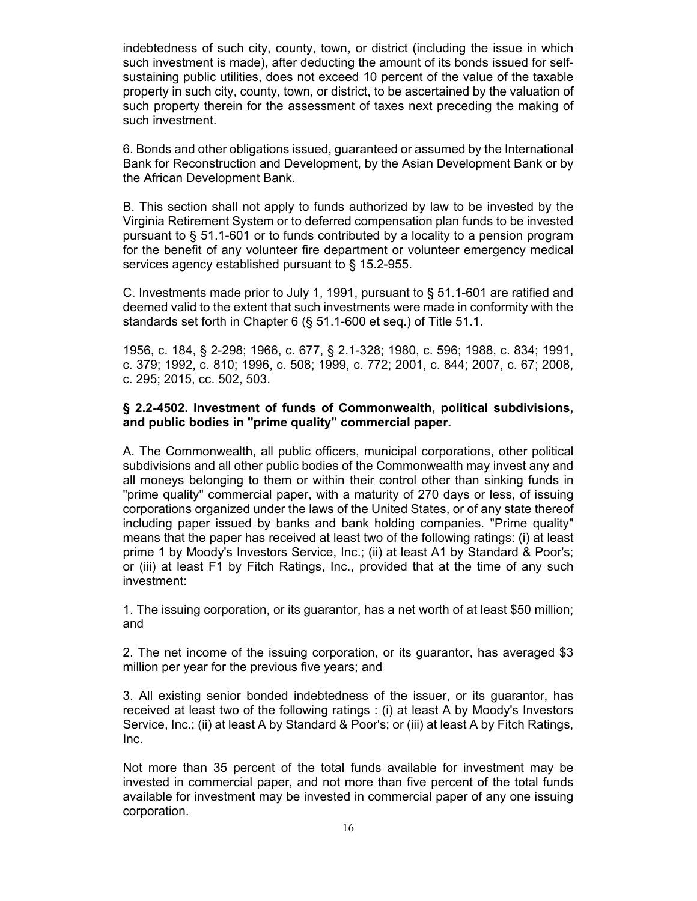indebtedness of such city, county, town, or district (including the issue in which such investment is made), after deducting the amount of its bonds issued for self-sustaining public utilities, does not exceed 10 percent of the value of the taxable property in such city, county, town, or district, to be ascertained by the valuation of such property therein for the assessment of taxes next preceding the making of such investment.

6. Bonds and other obligations issued, guaranteed or assumed by the International Bank for Reconstruction and Development, by the Asian Development Bank or by the African Development Bank.

B. This section shall not apply to funds authorized by law to be invested by the Virginia Retirement System or to deferred compensation plan funds to be invested pursuant to § 51.1-601 or to funds contributed by a locality to a pension program for the benefit of any volunteer fire department or volunteer emergency medical services agency established pursuant to § 15.2-955.

C. Investments made prior to July 1, 1991, pursuant to § 51.1-601 are ratified and deemed valid to the extent that such investments were made in conformity with the standards set forth in Chapter 6 (§ 51.1-600 et seq.) of Title 51.1.

1956, c. 184, § 2-298; 1966, c. 677, § 2.1-328; 1980, c. 596; 1988, c. 834; 1991, c. 379; 1992, c. 810; 1996, c. 508; 1999, c. 772; 2001, c. 844; 2007, c. 67; 2008, c. 295; 2015, cc. 502, 503.

**§ 2.2-4502. Investment of funds of Commonwealth, political subdivisions, and public bodies in "prime quality" commercial paper.**

A. The Commonwealth, all public officers, municipal corporations, other political subdivisions and all other public bodies of the Commonwealth may invest any and all moneys belonging to them or within their control other than sinking funds in "prime quality" commercial paper, with a maturity of 270 days or less, of issuing corporations organized under the laws of the United States, or of any state thereof including paper issued by banks and bank holding companies. "Prime quality" means that the paper has received at least two of the following ratings: (i) at least prime 1 by Moody's Investors Service, Inc.; (ii) at least A1 by Standard & Poor's; or (iii) at least F1 by Fitch Ratings, Inc., provided that at the time of any such investment:

1. The issuing corporation, or its guarantor, has a net worth of at least $50 million; and

2. The net income of the issuing corporation, or its guarantor, has averaged $3 million per year for the previous five years; and

3. All existing senior bonded indebtedness of the issuer, or its guarantor, has received at least two of the following ratings : (i) at least A by Moody's Investors Service, Inc.; (ii) at least A by Standard & Poor's; or (iii) at least A by Fitch Ratings, Inc.

Not more than 35 percent of the total funds available for investment may be invested in commercial paper, and not more than five percent of the total funds available for investment may be invested in commercial paper of any one issuing corporation.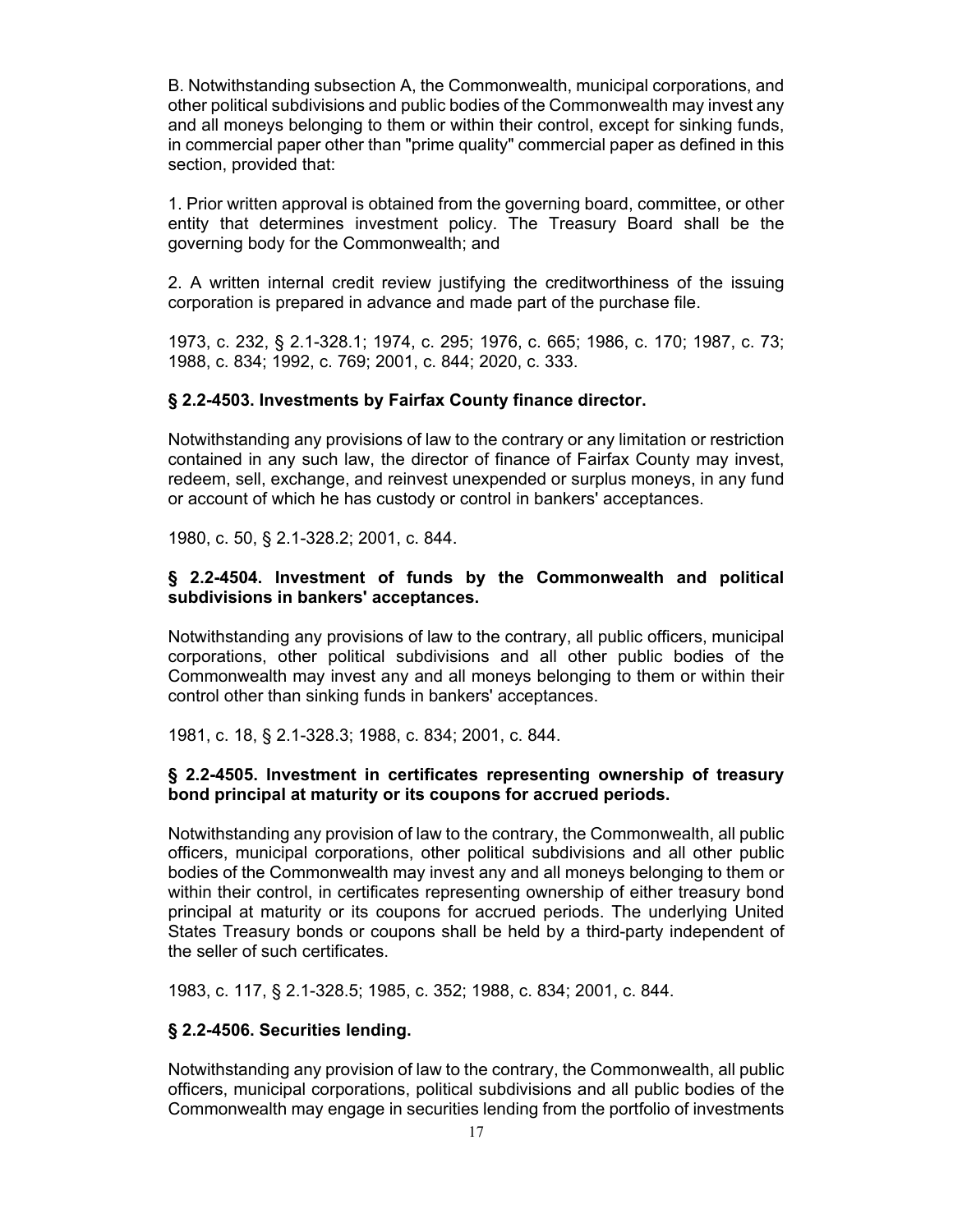B. Notwithstanding subsection A, the Commonwealth, municipal corporations, and other political subdivisions and public bodies of the Commonwealth may invest any and all moneys belonging to them or within their control, except for sinking funds, in commercial paper other than "prime quality" commercial paper as defined in this section, provided that:

1. Prior written approval is obtained from the governing board, committee, or other entity that determines investment policy. The Treasury Board shall be the governing body for the Commonwealth; and

2. A written internal credit review justifying the creditworthiness of the issuing corporation is prepared in advance and made part of the purchase file.

1973, c. 232, § 2.1-328.1; 1974, c. 295; 1976, c. 665; 1986, c. 170; 1987, c. 73; 1988, c. 834; 1992, c. 769; 2001, c. 844; 2020, c. 333.

### § 2.2-4503. Investments by Fairfax County finance director.

Notwithstanding any provisions of law to the contrary or any limitation or restriction contained in any such law, the director of finance of Fairfax County may invest, redeem, sell, exchange, and reinvest unexpended or surplus moneys, in any fund or account of which he has custody or control in bankers' acceptances.

1980, c. 50, § 2.1-328.2; 2001, c. 844.

### § 2.2-4504. Investment of funds by the Commonwealth and political subdivisions in bankers' acceptances.

Notwithstanding any provisions of law to the contrary, all public officers, municipal corporations, other political subdivisions and all other public bodies of the Commonwealth may invest any and all moneys belonging to them or within their control other than sinking funds in bankers' acceptances.

1981, c. 18, § 2.1-328.3; 1988, c. 834; 2001, c. 844.

### § 2.2-4505. Investment in certificates representing ownership of treasury bond principal at maturity or its coupons for accrued periods.

Notwithstanding any provision of law to the contrary, the Commonwealth, all public officers, municipal corporations, other political subdivisions and all other public bodies of the Commonwealth may invest any and all moneys belonging to them or within their control, in certificates representing ownership of either treasury bond principal at maturity or its coupons for accrued periods. The underlying United States Treasury bonds or coupons shall be held by a third-party independent of the seller of such certificates.

1983, c. 117, § 2.1-328.5; 1985, c. 352; 1988, c. 834; 2001, c. 844.

### § 2.2-4506. Securities lending.

Notwithstanding any provision of law to the contrary, the Commonwealth, all public officers, municipal corporations, political subdivisions and all public bodies of the Commonwealth may engage in securities lending from the portfolio of investments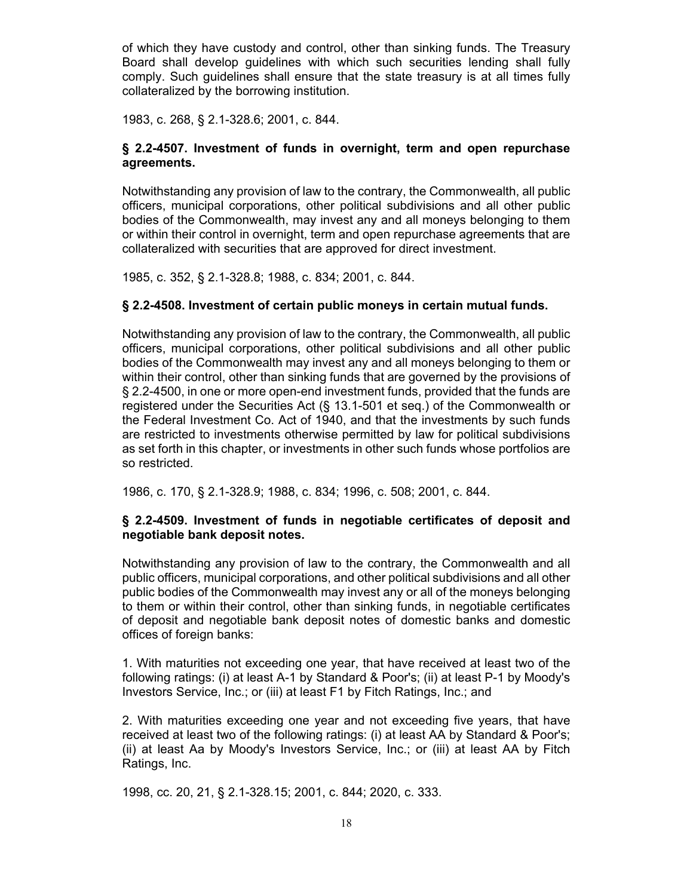of which they have custody and control, other than sinking funds. The Treasury Board shall develop guidelines with which such securities lending shall fully comply. Such guidelines shall ensure that the state treasury is at all times fully collateralized by the borrowing institution.

1983, c. 268, § 2.1-328.6; 2001, c. 844.

### § 2.2-4507. Investment of funds in overnight, term and open repurchase agreements.

Notwithstanding any provision of law to the contrary, the Commonwealth, all public officers, municipal corporations, other political subdivisions and all other public bodies of the Commonwealth, may invest any and all moneys belonging to them or within their control in overnight, term and open repurchase agreements that are collateralized with securities that are approved for direct investment.

1985, c. 352, § 2.1-328.8; 1988, c. 834; 2001, c. 844.

### § 2.2-4508. Investment of certain public moneys in certain mutual funds.

Notwithstanding any provision of law to the contrary, the Commonwealth, all public officers, municipal corporations, other political subdivisions and all other public bodies of the Commonwealth may invest any and all moneys belonging to them or within their control, other than sinking funds that are governed by the provisions of § 2.2-4500, in one or more open-end investment funds, provided that the funds are registered under the Securities Act (§ 13.1-501 et seq.) of the Commonwealth or the Federal Investment Co. Act of 1940, and that the investments by such funds are restricted to investments otherwise permitted by law for political subdivisions as set forth in this chapter, or investments in other such funds whose portfolios are so restricted.

1986, c. 170, § 2.1-328.9; 1988, c. 834; 1996, c. 508; 2001, c. 844.

### § 2.2-4509. Investment of funds in negotiable certificates of deposit and negotiable bank deposit notes.

Notwithstanding any provision of law to the contrary, the Commonwealth and all public officers, municipal corporations, and other political subdivisions and all other public bodies of the Commonwealth may invest any or all of the moneys belonging to them or within their control, other than sinking funds, in negotiable certificates of deposit and negotiable bank deposit notes of domestic banks and domestic offices of foreign banks:

1. With maturities not exceeding one year, that have received at least two of the following ratings: (i) at least A-1 by Standard & Poor's; (ii) at least P-1 by Moody's Investors Service, Inc.; or (iii) at least F1 by Fitch Ratings, Inc.; and

2. With maturities exceeding one year and not exceeding five years, that have received at least two of the following ratings: (i) at least AA by Standard & Poor's; (ii) at least Aa by Moody's Investors Service, Inc.; or (iii) at least AA by Fitch Ratings, Inc.

1998, cc. 20, 21, § 2.1-328.15; 2001, c. 844; 2020, c. 333.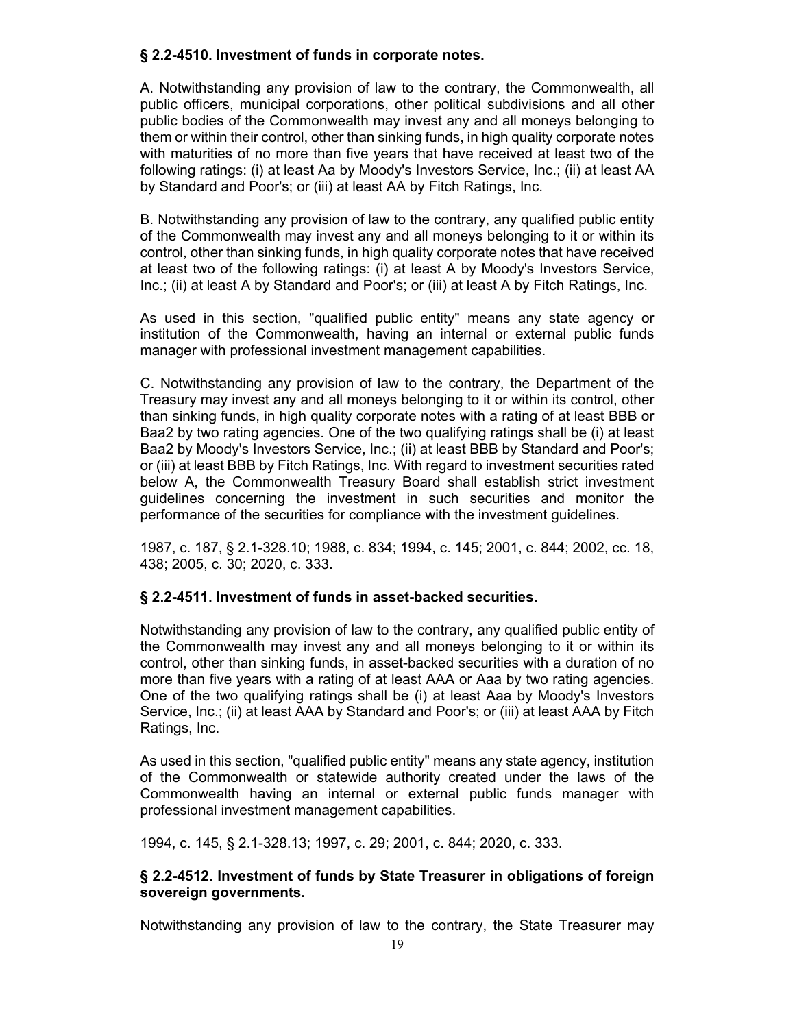### § 2.2-4510. Investment of funds in corporate notes.

A. Notwithstanding any provision of law to the contrary, the Commonwealth, all public officers, municipal corporations, other political subdivisions and all other public bodies of the Commonwealth may invest any and all moneys belonging to them or within their control, other than sinking funds, in high quality corporate notes with maturities of no more than five years that have received at least two of the following ratings: (i) at least Aa by Moody's Investors Service, Inc.; (ii) at least AA by Standard and Poor's; or (iii) at least AA by Fitch Ratings, Inc.

B. Notwithstanding any provision of law to the contrary, any qualified public entity of the Commonwealth may invest any and all moneys belonging to it or within its control, other than sinking funds, in high quality corporate notes that have received at least two of the following ratings: (i) at least A by Moody's Investors Service, Inc.; (ii) at least A by Standard and Poor's; or (iii) at least A by Fitch Ratings, Inc.

As used in this section, "qualified public entity" means any state agency or institution of the Commonwealth, having an internal or external public funds manager with professional investment management capabilities.

C. Notwithstanding any provision of law to the contrary, the Department of the Treasury may invest any and all moneys belonging to it or within its control, other than sinking funds, in high quality corporate notes with a rating of at least BBB or Baa2 by two rating agencies. One of the two qualifying ratings shall be (i) at least Baa2 by Moody's Investors Service, Inc.; (ii) at least BBB by Standard and Poor's; or (iii) at least BBB by Fitch Ratings, Inc. With regard to investment securities rated below A, the Commonwealth Treasury Board shall establish strict investment guidelines concerning the investment in such securities and monitor the performance of the securities for compliance with the investment guidelines.

1987, c. 187, § 2.1-328.10; 1988, c. 834; 1994, c. 145; 2001, c. 844; 2002, cc. 18, 438; 2005, c. 30; 2020, c. 333.

### § 2.2-4511. Investment of funds in asset-backed securities.

Notwithstanding any provision of law to the contrary, any qualified public entity of the Commonwealth may invest any and all moneys belonging to it or within its control, other than sinking funds, in asset-backed securities with a duration of no more than five years with a rating of at least AAA or Aaa by two rating agencies. One of the two qualifying ratings shall be (i) at least Aaa by Moody's Investors Service, Inc.; (ii) at least AAA by Standard and Poor's; or (iii) at least AAA by Fitch Ratings, Inc.

As used in this section, "qualified public entity" means any state agency, institution of the Commonwealth or statewide authority created under the laws of the Commonwealth having an internal or external public funds manager with professional investment management capabilities.

1994, c. 145, § 2.1-328.13; 1997, c. 29; 2001, c. 844; 2020, c. 333.

### § 2.2-4512. Investment of funds by State Treasurer in obligations of foreign sovereign governments.

Notwithstanding any provision of law to the contrary, the State Treasurer may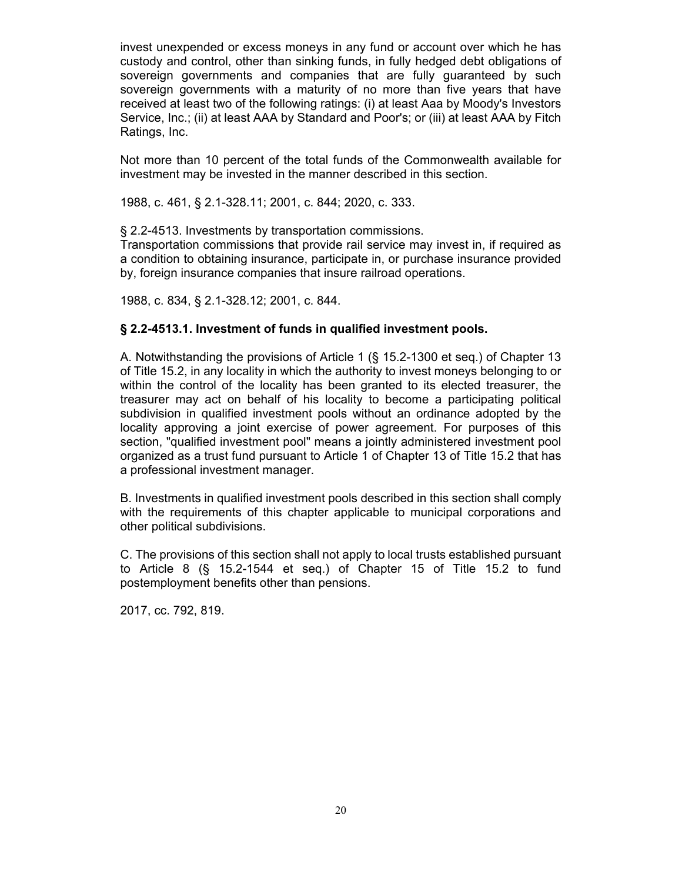invest unexpended or excess moneys in any fund or account over which he has custody and control, other than sinking funds, in fully hedged debt obligations of sovereign governments and companies that are fully guaranteed by such sovereign governments with a maturity of no more than five years that have received at least two of the following ratings: (i) at least Aaa by Moody's Investors Service, Inc.; (ii) at least AAA by Standard and Poor's; or (iii) at least AAA by Fitch Ratings, Inc.

Not more than 10 percent of the total funds of the Commonwealth available for investment may be invested in the manner described in this section.

1988, c. 461, § 2.1-328.11; 2001, c. 844; 2020, c. 333.

§ 2.2-4513. Investments by transportation commissions.
Transportation commissions that provide rail service may invest in, if required as a condition to obtaining insurance, participate in, or purchase insurance provided by, foreign insurance companies that insure railroad operations.

1988, c. 834, § 2.1-328.12; 2001, c. 844.

**§ 2.2-4513.1. Investment of funds in qualified investment pools.**

A. Notwithstanding the provisions of Article 1 (§ 15.2-1300 et seq.) of Chapter 13 of Title 15.2, in any locality in which the authority to invest moneys belonging to or within the control of the locality has been granted to its elected treasurer, the treasurer may act on behalf of his locality to become a participating political subdivision in qualified investment pools without an ordinance adopted by the locality approving a joint exercise of power agreement. For purposes of this section, "qualified investment pool" means a jointly administered investment pool organized as a trust fund pursuant to Article 1 of Chapter 13 of Title 15.2 that has a professional investment manager.

B. Investments in qualified investment pools described in this section shall comply with the requirements of this chapter applicable to municipal corporations and other political subdivisions.

C. The provisions of this section shall not apply to local trusts established pursuant to Article 8 (§ 15.2-1544 et seq.) of Chapter 15 of Title 15.2 to fund postemployment benefits other than pensions.

2017, cc. 792, 819.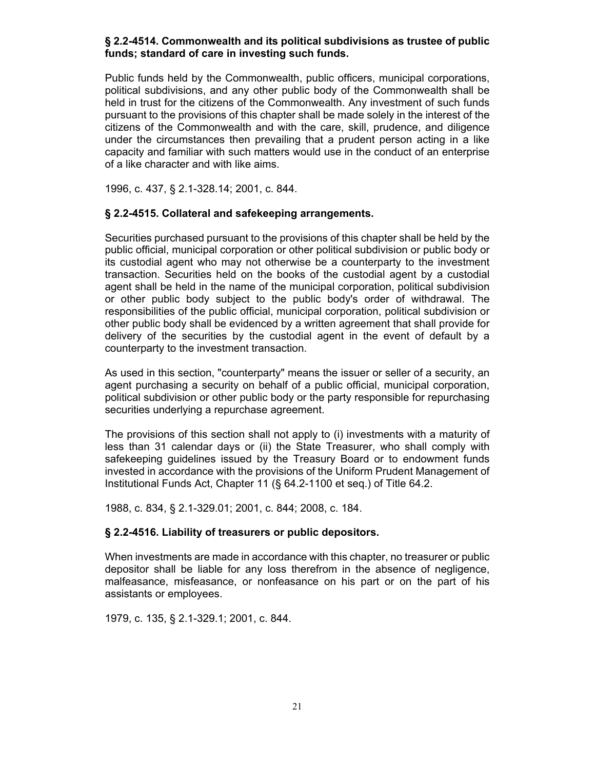### § 2.2-4514. Commonwealth and its political subdivisions as trustee of public funds; standard of care in investing such funds.

Public funds held by the Commonwealth, public officers, municipal corporations, political subdivisions, and any other public body of the Commonwealth shall be held in trust for the citizens of the Commonwealth. Any investment of such funds pursuant to the provisions of this chapter shall be made solely in the interest of the citizens of the Commonwealth and with the care, skill, prudence, and diligence under the circumstances then prevailing that a prudent person acting in a like capacity and familiar with such matters would use in the conduct of an enterprise of a like character and with like aims.

1996, c. 437, § 2.1-328.14; 2001, c. 844.

### § 2.2-4515. Collateral and safekeeping arrangements.

Securities purchased pursuant to the provisions of this chapter shall be held by the public official, municipal corporation or other political subdivision or public body or its custodial agent who may not otherwise be a counterparty to the investment transaction. Securities held on the books of the custodial agent by a custodial agent shall be held in the name of the municipal corporation, political subdivision or other public body subject to the public body's order of withdrawal. The responsibilities of the public official, municipal corporation, political subdivision or other public body shall be evidenced by a written agreement that shall provide for delivery of the securities by the custodial agent in the event of default by a counterparty to the investment transaction.

As used in this section, "counterparty" means the issuer or seller of a security, an agent purchasing a security on behalf of a public official, municipal corporation, political subdivision or other public body or the party responsible for repurchasing securities underlying a repurchase agreement.

The provisions of this section shall not apply to (i) investments with a maturity of less than 31 calendar days or (ii) the State Treasurer, who shall comply with safekeeping guidelines issued by the Treasury Board or to endowment funds invested in accordance with the provisions of the Uniform Prudent Management of Institutional Funds Act, Chapter 11 (§ 64.2-1100 et seq.) of Title 64.2.

1988, c. 834, § 2.1-329.01; 2001, c. 844; 2008, c. 184.

### § 2.2-4516. Liability of treasurers or public depositors.

When investments are made in accordance with this chapter, no treasurer or public depositor shall be liable for any loss therefrom in the absence of negligence, malfeasance, misfeasance, or nonfeasance on his part or on the part of his assistants or employees.

1979, c. 135, § 2.1-329.1; 2001, c. 844.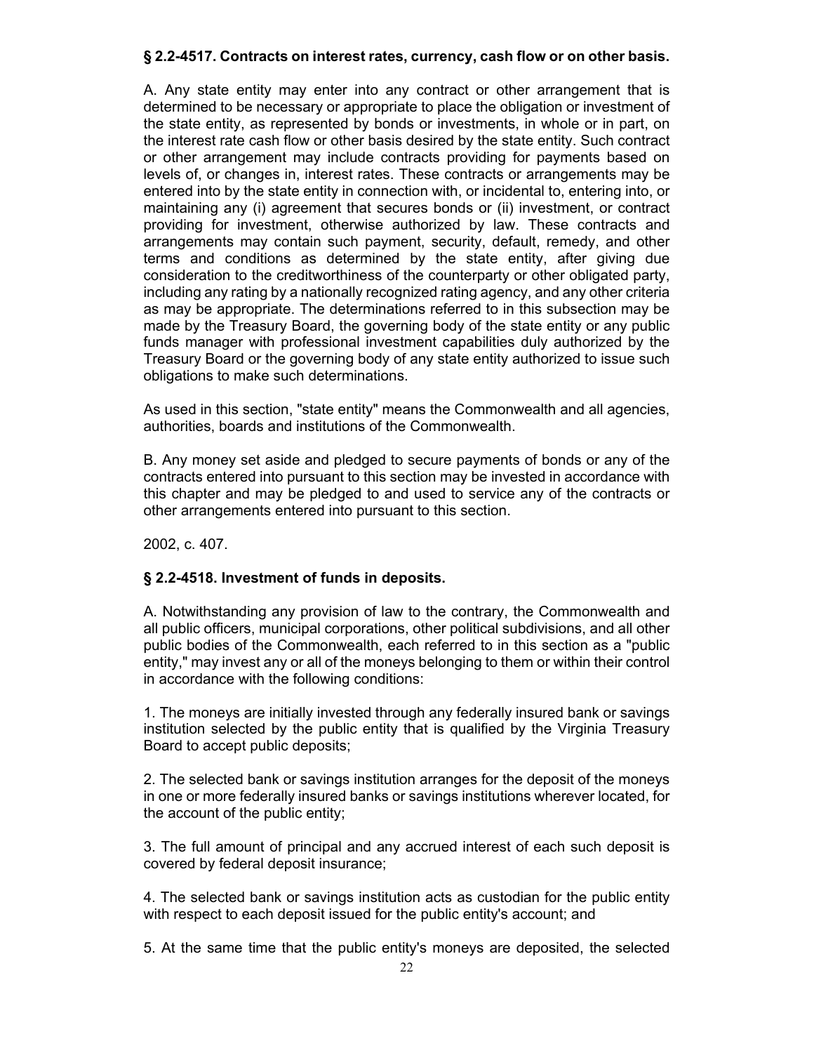**§ 2.2-4517. Contracts on interest rates, currency, cash flow or on other basis.**

A. Any state entity may enter into any contract or other arrangement that is determined to be necessary or appropriate to place the obligation or investment of the state entity, as represented by bonds or investments, in whole or in part, on the interest rate cash flow or other basis desired by the state entity. Such contract or other arrangement may include contracts providing for payments based on levels of, or changes in, interest rates. These contracts or arrangements may be entered into by the state entity in connection with, or incidental to, entering into, or maintaining any (i) agreement that secures bonds or (ii) investment, or contract providing for investment, otherwise authorized by law. These contracts and arrangements may contain such payment, security, default, remedy, and other terms and conditions as determined by the state entity, after giving due consideration to the creditworthiness of the counterparty or other obligated party, including any rating by a nationally recognized rating agency, and any other criteria as may be appropriate. The determinations referred to in this subsection may be made by the Treasury Board, the governing body of the state entity or any public funds manager with professional investment capabilities duly authorized by the Treasury Board or the governing body of any state entity authorized to issue such obligations to make such determinations.

As used in this section, "state entity" means the Commonwealth and all agencies, authorities, boards and institutions of the Commonwealth.

B. Any money set aside and pledged to secure payments of bonds or any of the contracts entered into pursuant to this section may be invested in accordance with this chapter and may be pledged to and used to service any of the contracts or other arrangements entered into pursuant to this section.

2002, c. 407.

**§ 2.2-4518. Investment of funds in deposits.**

A. Notwithstanding any provision of law to the contrary, the Commonwealth and all public officers, municipal corporations, other political subdivisions, and all other public bodies of the Commonwealth, each referred to in this section as a "public entity," may invest any or all of the moneys belonging to them or within their control in accordance with the following conditions:

1. The moneys are initially invested through any federally insured bank or savings institution selected by the public entity that is qualified by the Virginia Treasury Board to accept public deposits;

2. The selected bank or savings institution arranges for the deposit of the moneys in one or more federally insured banks or savings institutions wherever located, for the account of the public entity;

3. The full amount of principal and any accrued interest of each such deposit is covered by federal deposit insurance;

4. The selected bank or savings institution acts as custodian for the public entity with respect to each deposit issued for the public entity's account; and

5. At the same time that the public entity's moneys are deposited, the selected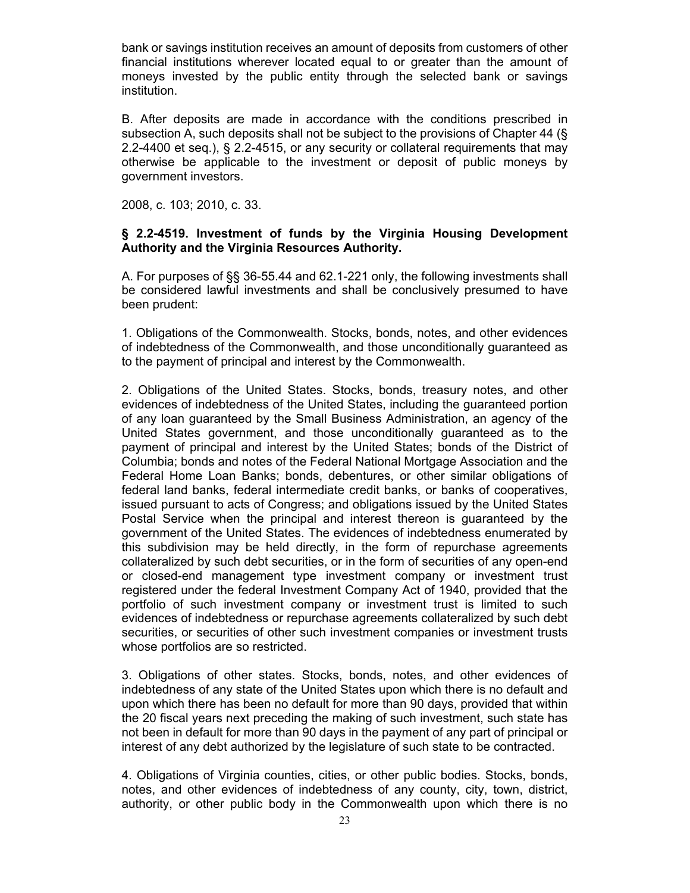bank or savings institution receives an amount of deposits from customers of other financial institutions wherever located equal to or greater than the amount of moneys invested by the public entity through the selected bank or savings institution.

B. After deposits are made in accordance with the conditions prescribed in subsection A, such deposits shall not be subject to the provisions of Chapter 44 (§ 2.2-4400 et seq.), § 2.2-4515, or any security or collateral requirements that may otherwise be applicable to the investment or deposit of public moneys by government investors.

2008, c. 103; 2010, c. 33.

**§ 2.2-4519. Investment of funds by the Virginia Housing Development Authority and the Virginia Resources Authority.**

A. For purposes of §§ 36-55.44 and 62.1-221 only, the following investments shall be considered lawful investments and shall be conclusively presumed to have been prudent:

1. Obligations of the Commonwealth. Stocks, bonds, notes, and other evidences of indebtedness of the Commonwealth, and those unconditionally guaranteed as to the payment of principal and interest by the Commonwealth.

2. Obligations of the United States. Stocks, bonds, treasury notes, and other evidences of indebtedness of the United States, including the guaranteed portion of any loan guaranteed by the Small Business Administration, an agency of the United States government, and those unconditionally guaranteed as to the payment of principal and interest by the United States; bonds of the District of Columbia; bonds and notes of the Federal National Mortgage Association and the Federal Home Loan Banks; bonds, debentures, or other similar obligations of federal land banks, federal intermediate credit banks, or banks of cooperatives, issued pursuant to acts of Congress; and obligations issued by the United States Postal Service when the principal and interest thereon is guaranteed by the government of the United States. The evidences of indebtedness enumerated by this subdivision may be held directly, in the form of repurchase agreements collateralized by such debt securities, or in the form of securities of any open-end or closed-end management type investment company or investment trust registered under the federal Investment Company Act of 1940, provided that the portfolio of such investment company or investment trust is limited to such evidences of indebtedness or repurchase agreements collateralized by such debt securities, or securities of other such investment companies or investment trusts whose portfolios are so restricted.

3. Obligations of other states. Stocks, bonds, notes, and other evidences of indebtedness of any state of the United States upon which there is no default and upon which there has been no default for more than 90 days, provided that within the 20 fiscal years next preceding the making of such investment, such state has not been in default for more than 90 days in the payment of any part of principal or interest of any debt authorized by the legislature of such state to be contracted.

4. Obligations of Virginia counties, cities, or other public bodies. Stocks, bonds, notes, and other evidences of indebtedness of any county, city, town, district, authority, or other public body in the Commonwealth upon which there is no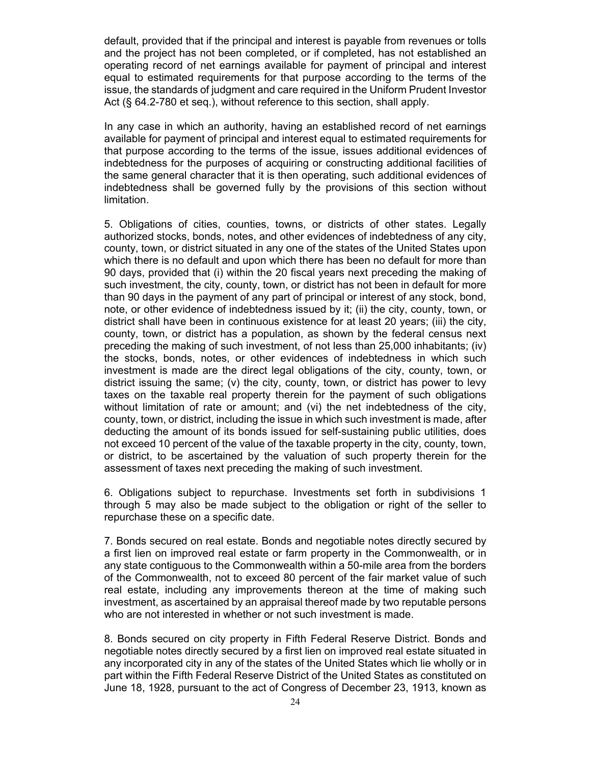default, provided that if the principal and interest is payable from revenues or tolls and the project has not been completed, or if completed, has not established an operating record of net earnings available for payment of principal and interest equal to estimated requirements for that purpose according to the terms of the issue, the standards of judgment and care required in the Uniform Prudent Investor Act (§ 64.2-780 et seq.), without reference to this section, shall apply.

In any case in which an authority, having an established record of net earnings available for payment of principal and interest equal to estimated requirements for that purpose according to the terms of the issue, issues additional evidences of indebtedness for the purposes of acquiring or constructing additional facilities of the same general character that it is then operating, such additional evidences of indebtedness shall be governed fully by the provisions of this section without limitation.

5. Obligations of cities, counties, towns, or districts of other states. Legally authorized stocks, bonds, notes, and other evidences of indebtedness of any city, county, town, or district situated in any one of the states of the United States upon which there is no default and upon which there has been no default for more than 90 days, provided that (i) within the 20 fiscal years next preceding the making of such investment, the city, county, town, or district has not been in default for more than 90 days in the payment of any part of principal or interest of any stock, bond, note, or other evidence of indebtedness issued by it; (ii) the city, county, town, or district shall have been in continuous existence for at least 20 years; (iii) the city, county, town, or district has a population, as shown by the federal census next preceding the making of such investment, of not less than 25,000 inhabitants; (iv) the stocks, bonds, notes, or other evidences of indebtedness in which such investment is made are the direct legal obligations of the city, county, town, or district issuing the same; (v) the city, county, town, or district has power to levy taxes on the taxable real property therein for the payment of such obligations without limitation of rate or amount; and (vi) the net indebtedness of the city, county, town, or district, including the issue in which such investment is made, after deducting the amount of its bonds issued for self-sustaining public utilities, does not exceed 10 percent of the value of the taxable property in the city, county, town, or district, to be ascertained by the valuation of such property therein for the assessment of taxes next preceding the making of such investment.

6. Obligations subject to repurchase. Investments set forth in subdivisions 1 through 5 may also be made subject to the obligation or right of the seller to repurchase these on a specific date.

7. Bonds secured on real estate. Bonds and negotiable notes directly secured by a first lien on improved real estate or farm property in the Commonwealth, or in any state contiguous to the Commonwealth within a 50-mile area from the borders of the Commonwealth, not to exceed 80 percent of the fair market value of such real estate, including any improvements thereon at the time of making such investment, as ascertained by an appraisal thereof made by two reputable persons who are not interested in whether or not such investment is made.

8. Bonds secured on city property in Fifth Federal Reserve District. Bonds and negotiable notes directly secured by a first lien on improved real estate situated in any incorporated city in any of the states of the United States which lie wholly or in part within the Fifth Federal Reserve District of the United States as constituted on June 18, 1928, pursuant to the act of Congress of December 23, 1913, known as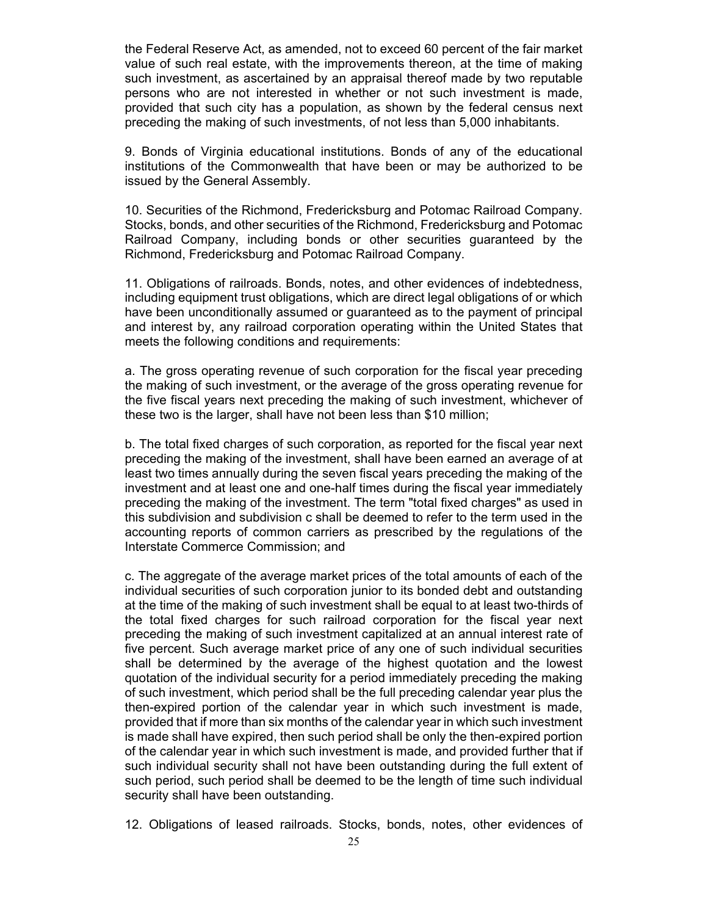the Federal Reserve Act, as amended, not to exceed 60 percent of the fair market value of such real estate, with the improvements thereon, at the time of making such investment, as ascertained by an appraisal thereof made by two reputable persons who are not interested in whether or not such investment is made, provided that such city has a population, as shown by the federal census next preceding the making of such investments, of not less than 5,000 inhabitants.

9. Bonds of Virginia educational institutions. Bonds of any of the educational institutions of the Commonwealth that have been or may be authorized to be issued by the General Assembly.

10. Securities of the Richmond, Fredericksburg and Potomac Railroad Company. Stocks, bonds, and other securities of the Richmond, Fredericksburg and Potomac Railroad Company, including bonds or other securities guaranteed by the Richmond, Fredericksburg and Potomac Railroad Company.

11. Obligations of railroads. Bonds, notes, and other evidences of indebtedness, including equipment trust obligations, which are direct legal obligations of or which have been unconditionally assumed or guaranteed as to the payment of principal and interest by, any railroad corporation operating within the United States that meets the following conditions and requirements:

a. The gross operating revenue of such corporation for the fiscal year preceding the making of such investment, or the average of the gross operating revenue for the five fiscal years next preceding the making of such investment, whichever of these two is the larger, shall have not been less than $10 million;

b. The total fixed charges of such corporation, as reported for the fiscal year next preceding the making of the investment, shall have been earned an average of at least two times annually during the seven fiscal years preceding the making of the investment and at least one and one-half times during the fiscal year immediately preceding the making of the investment. The term "total fixed charges" as used in this subdivision and subdivision c shall be deemed to refer to the term used in the accounting reports of common carriers as prescribed by the regulations of the Interstate Commerce Commission; and

c. The aggregate of the average market prices of the total amounts of each of the individual securities of such corporation junior to its bonded debt and outstanding at the time of the making of such investment shall be equal to at least two-thirds of the total fixed charges for such railroad corporation for the fiscal year next preceding the making of such investment capitalized at an annual interest rate of five percent. Such average market price of any one of such individual securities shall be determined by the average of the highest quotation and the lowest quotation of the individual security for a period immediately preceding the making of such investment, which period shall be the full preceding calendar year plus the then-expired portion of the calendar year in which such investment is made, provided that if more than six months of the calendar year in which such investment is made shall have expired, then such period shall be only the then-expired portion of the calendar year in which such investment is made, and provided further that if such individual security shall not have been outstanding during the full extent of such period, such period shall be deemed to be the length of time such individual security shall have been outstanding.

12. Obligations of leased railroads. Stocks, bonds, notes, other evidences of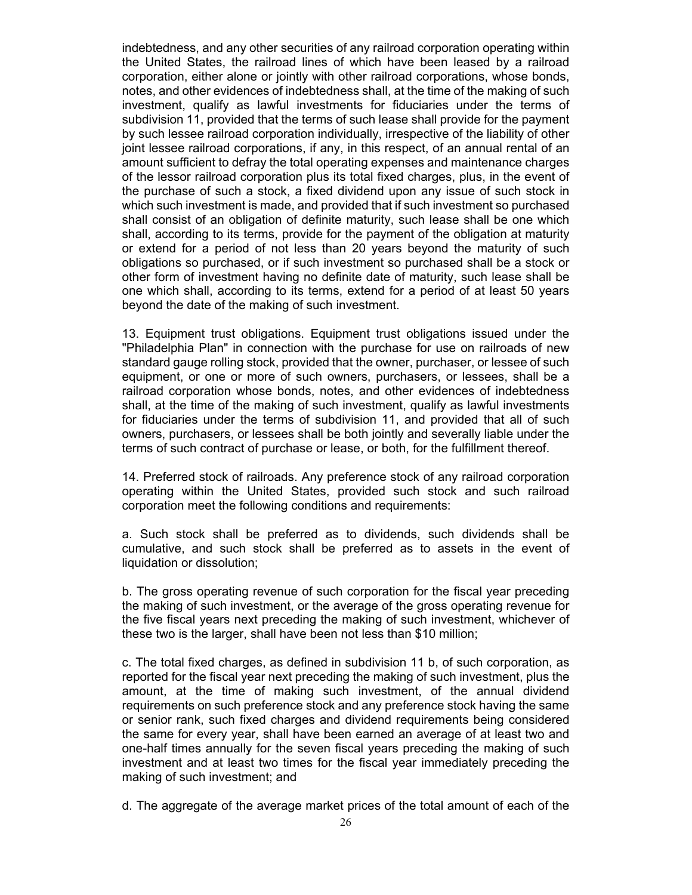indebtedness, and any other securities of any railroad corporation operating within the United States, the railroad lines of which have been leased by a railroad corporation, either alone or jointly with other railroad corporations, whose bonds, notes, and other evidences of indebtedness shall, at the time of the making of such investment, qualify as lawful investments for fiduciaries under the terms of subdivision 11, provided that the terms of such lease shall provide for the payment by such lessee railroad corporation individually, irrespective of the liability of other joint lessee railroad corporations, if any, in this respect, of an annual rental of an amount sufficient to defray the total operating expenses and maintenance charges of the lessor railroad corporation plus its total fixed charges, plus, in the event of the purchase of such a stock, a fixed dividend upon any issue of such stock in which such investment is made, and provided that if such investment so purchased shall consist of an obligation of definite maturity, such lease shall be one which shall, according to its terms, provide for the payment of the obligation at maturity or extend for a period of not less than 20 years beyond the maturity of such obligations so purchased, or if such investment so purchased shall be a stock or other form of investment having no definite date of maturity, such lease shall be one which shall, according to its terms, extend for a period of at least 50 years beyond the date of the making of such investment.

13. Equipment trust obligations. Equipment trust obligations issued under the "Philadelphia Plan" in connection with the purchase for use on railroads of new standard gauge rolling stock, provided that the owner, purchaser, or lessee of such equipment, or one or more of such owners, purchasers, or lessees, shall be a railroad corporation whose bonds, notes, and other evidences of indebtedness shall, at the time of the making of such investment, qualify as lawful investments for fiduciaries under the terms of subdivision 11, and provided that all of such owners, purchasers, or lessees shall be both jointly and severally liable under the terms of such contract of purchase or lease, or both, for the fulfillment thereof.

14. Preferred stock of railroads. Any preference stock of any railroad corporation operating within the United States, provided such stock and such railroad corporation meet the following conditions and requirements:

a. Such stock shall be preferred as to dividends, such dividends shall be cumulative, and such stock shall be preferred as to assets in the event of liquidation or dissolution;

b. The gross operating revenue of such corporation for the fiscal year preceding the making of such investment, or the average of the gross operating revenue for the five fiscal years next preceding the making of such investment, whichever of these two is the larger, shall have been not less than $10 million;

c. The total fixed charges, as defined in subdivision 11 b, of such corporation, as reported for the fiscal year next preceding the making of such investment, plus the amount, at the time of making such investment, of the annual dividend requirements on such preference stock and any preference stock having the same or senior rank, such fixed charges and dividend requirements being considered the same for every year, shall have been earned an average of at least two and one-half times annually for the seven fiscal years preceding the making of such investment and at least two times for the fiscal year immediately preceding the making of such investment; and

d. The aggregate of the average market prices of the total amount of each of the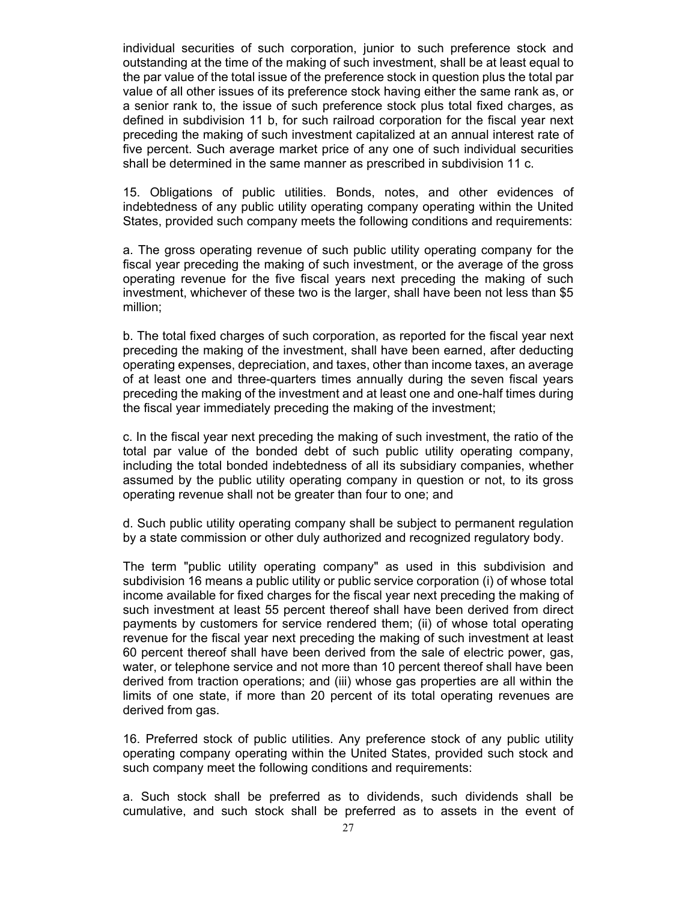individual securities of such corporation, junior to such preference stock and outstanding at the time of the making of such investment, shall be at least equal to the par value of the total issue of the preference stock in question plus the total par value of all other issues of its preference stock having either the same rank as, or a senior rank to, the issue of such preference stock plus total fixed charges, as defined in subdivision 11 b, for such railroad corporation for the fiscal year next preceding the making of such investment capitalized at an annual interest rate of five percent. Such average market price of any one of such individual securities shall be determined in the same manner as prescribed in subdivision 11 c.

15. Obligations of public utilities. Bonds, notes, and other evidences of indebtedness of any public utility operating company operating within the United States, provided such company meets the following conditions and requirements:

a. The gross operating revenue of such public utility operating company for the fiscal year preceding the making of such investment, or the average of the gross operating revenue for the five fiscal years next preceding the making of such investment, whichever of these two is the larger, shall have been not less than $5 million;

b. The total fixed charges of such corporation, as reported for the fiscal year next preceding the making of the investment, shall have been earned, after deducting operating expenses, depreciation, and taxes, other than income taxes, an average of at least one and three-quarters times annually during the seven fiscal years preceding the making of the investment and at least one and one-half times during the fiscal year immediately preceding the making of the investment;

c. In the fiscal year next preceding the making of such investment, the ratio of the total par value of the bonded debt of such public utility operating company, including the total bonded indebtedness of all its subsidiary companies, whether assumed by the public utility operating company in question or not, to its gross operating revenue shall not be greater than four to one; and

d. Such public utility operating company shall be subject to permanent regulation by a state commission or other duly authorized and recognized regulatory body.

The term "public utility operating company" as used in this subdivision and subdivision 16 means a public utility or public service corporation (i) of whose total income available for fixed charges for the fiscal year next preceding the making of such investment at least 55 percent thereof shall have been derived from direct payments by customers for service rendered them; (ii) of whose total operating revenue for the fiscal year next preceding the making of such investment at least 60 percent thereof shall have been derived from the sale of electric power, gas, water, or telephone service and not more than 10 percent thereof shall have been derived from traction operations; and (iii) whose gas properties are all within the limits of one state, if more than 20 percent of its total operating revenues are derived from gas.

16. Preferred stock of public utilities. Any preference stock of any public utility operating company operating within the United States, provided such stock and such company meet the following conditions and requirements:

a. Such stock shall be preferred as to dividends, such dividends shall be cumulative, and such stock shall be preferred as to assets in the event of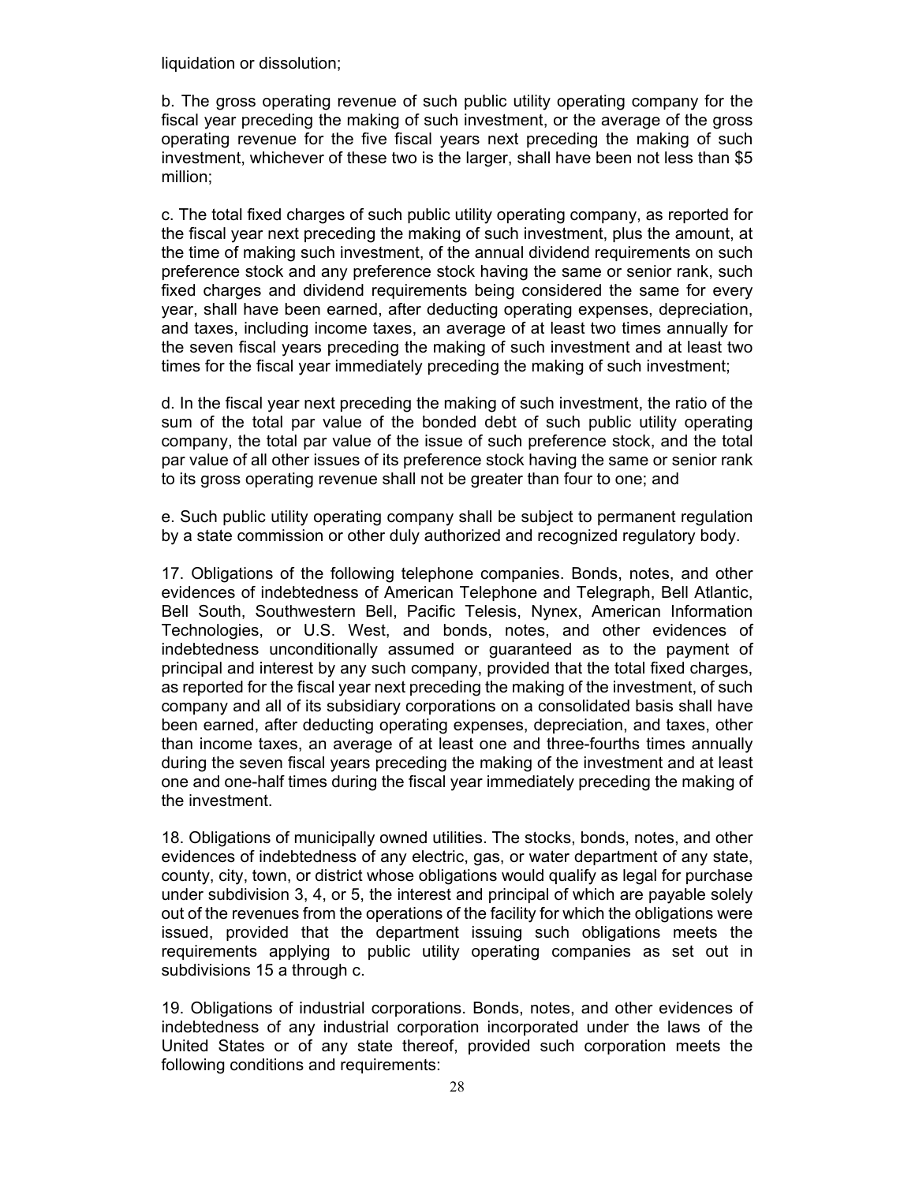liquidation or dissolution;

b. The gross operating revenue of such public utility operating company for the fiscal year preceding the making of such investment, or the average of the gross operating revenue for the five fiscal years next preceding the making of such investment, whichever of these two is the larger, shall have been not less than $5 million;

c. The total fixed charges of such public utility operating company, as reported for the fiscal year next preceding the making of such investment, plus the amount, at the time of making such investment, of the annual dividend requirements on such preference stock and any preference stock having the same or senior rank, such fixed charges and dividend requirements being considered the same for every year, shall have been earned, after deducting operating expenses, depreciation, and taxes, including income taxes, an average of at least two times annually for the seven fiscal years preceding the making of such investment and at least two times for the fiscal year immediately preceding the making of such investment;

d. In the fiscal year next preceding the making of such investment, the ratio of the sum of the total par value of the bonded debt of such public utility operating company, the total par value of the issue of such preference stock, and the total par value of all other issues of its preference stock having the same or senior rank to its gross operating revenue shall not be greater than four to one; and

e. Such public utility operating company shall be subject to permanent regulation by a state commission or other duly authorized and recognized regulatory body.

17. Obligations of the following telephone companies. Bonds, notes, and other evidences of indebtedness of American Telephone and Telegraph, Bell Atlantic, Bell South, Southwestern Bell, Pacific Telesis, Nynex, American Information Technologies, or U.S. West, and bonds, notes, and other evidences of indebtedness unconditionally assumed or guaranteed as to the payment of principal and interest by any such company, provided that the total fixed charges, as reported for the fiscal year next preceding the making of the investment, of such company and all of its subsidiary corporations on a consolidated basis shall have been earned, after deducting operating expenses, depreciation, and taxes, other than income taxes, an average of at least one and three-fourths times annually during the seven fiscal years preceding the making of the investment and at least one and one-half times during the fiscal year immediately preceding the making of the investment.

18. Obligations of municipally owned utilities. The stocks, bonds, notes, and other evidences of indebtedness of any electric, gas, or water department of any state, county, city, town, or district whose obligations would qualify as legal for purchase under subdivision 3, 4, or 5, the interest and principal of which are payable solely out of the revenues from the operations of the facility for which the obligations were issued, provided that the department issuing such obligations meets the requirements applying to public utility operating companies as set out in subdivisions 15 a through c.

19. Obligations of industrial corporations. Bonds, notes, and other evidences of indebtedness of any industrial corporation incorporated under the laws of the United States or of any state thereof, provided such corporation meets the following conditions and requirements: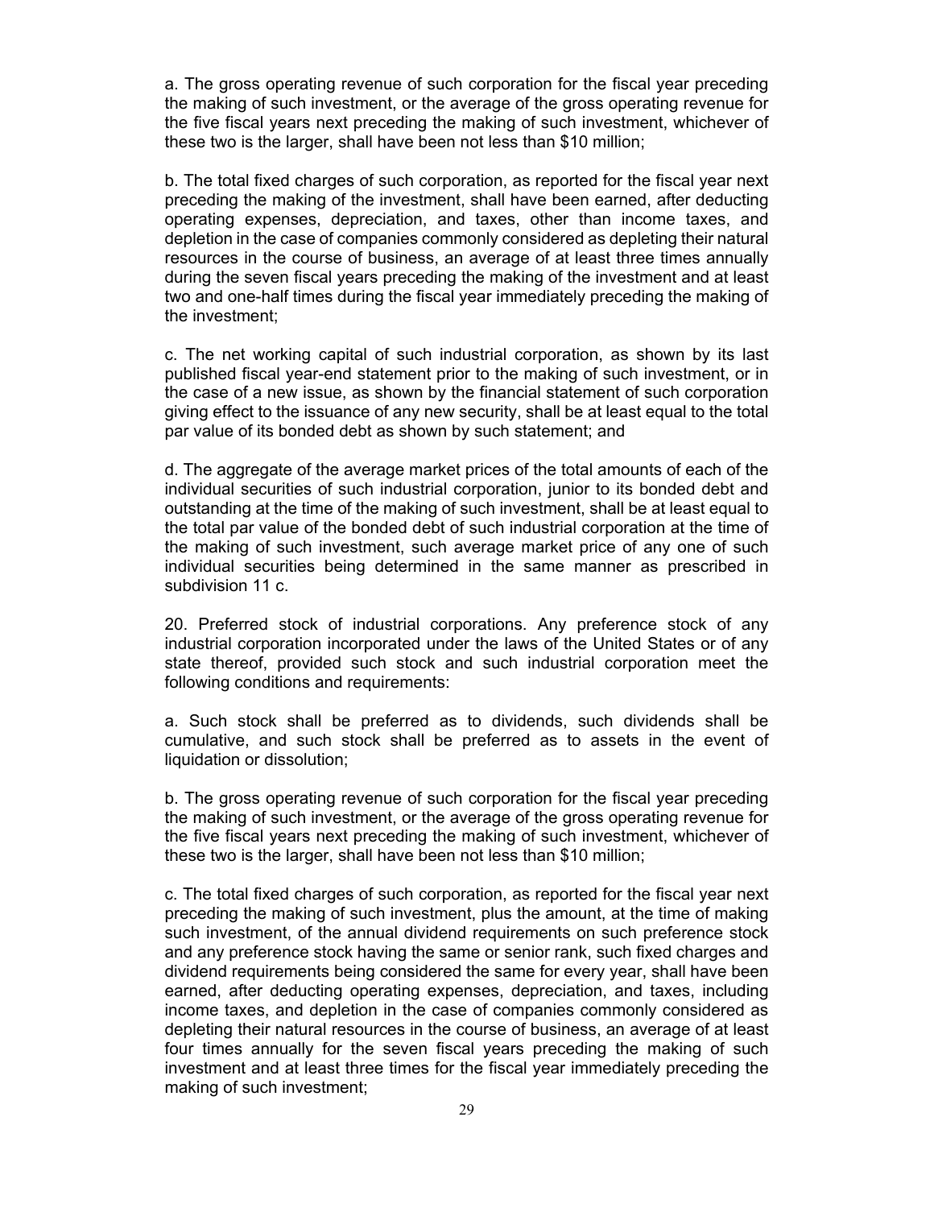a. The gross operating revenue of such corporation for the fiscal year preceding the making of such investment, or the average of the gross operating revenue for the five fiscal years next preceding the making of such investment, whichever of these two is the larger, shall have been not less than $10 million;

b. The total fixed charges of such corporation, as reported for the fiscal year next preceding the making of the investment, shall have been earned, after deducting operating expenses, depreciation, and taxes, other than income taxes, and depletion in the case of companies commonly considered as depleting their natural resources in the course of business, an average of at least three times annually during the seven fiscal years preceding the making of the investment and at least two and one-half times during the fiscal year immediately preceding the making of the investment;

c. The net working capital of such industrial corporation, as shown by its last published fiscal year-end statement prior to the making of such investment, or in the case of a new issue, as shown by the financial statement of such corporation giving effect to the issuance of any new security, shall be at least equal to the total par value of its bonded debt as shown by such statement; and

d. The aggregate of the average market prices of the total amounts of each of the individual securities of such industrial corporation, junior to its bonded debt and outstanding at the time of the making of such investment, shall be at least equal to the total par value of the bonded debt of such industrial corporation at the time of the making of such investment, such average market price of any one of such individual securities being determined in the same manner as prescribed in subdivision 11 c.

20. Preferred stock of industrial corporations. Any preference stock of any industrial corporation incorporated under the laws of the United States or of any state thereof, provided such stock and such industrial corporation meet the following conditions and requirements:

a. Such stock shall be preferred as to dividends, such dividends shall be cumulative, and such stock shall be preferred as to assets in the event of liquidation or dissolution;

b. The gross operating revenue of such corporation for the fiscal year preceding the making of such investment, or the average of the gross operating revenue for the five fiscal years next preceding the making of such investment, whichever of these two is the larger, shall have been not less than $10 million;

c. The total fixed charges of such corporation, as reported for the fiscal year next preceding the making of such investment, plus the amount, at the time of making such investment, of the annual dividend requirements on such preference stock and any preference stock having the same or senior rank, such fixed charges and dividend requirements being considered the same for every year, shall have been earned, after deducting operating expenses, depreciation, and taxes, including income taxes, and depletion in the case of companies commonly considered as depleting their natural resources in the course of business, an average of at least four times annually for the seven fiscal years preceding the making of such investment and at least three times for the fiscal year immediately preceding the making of such investment;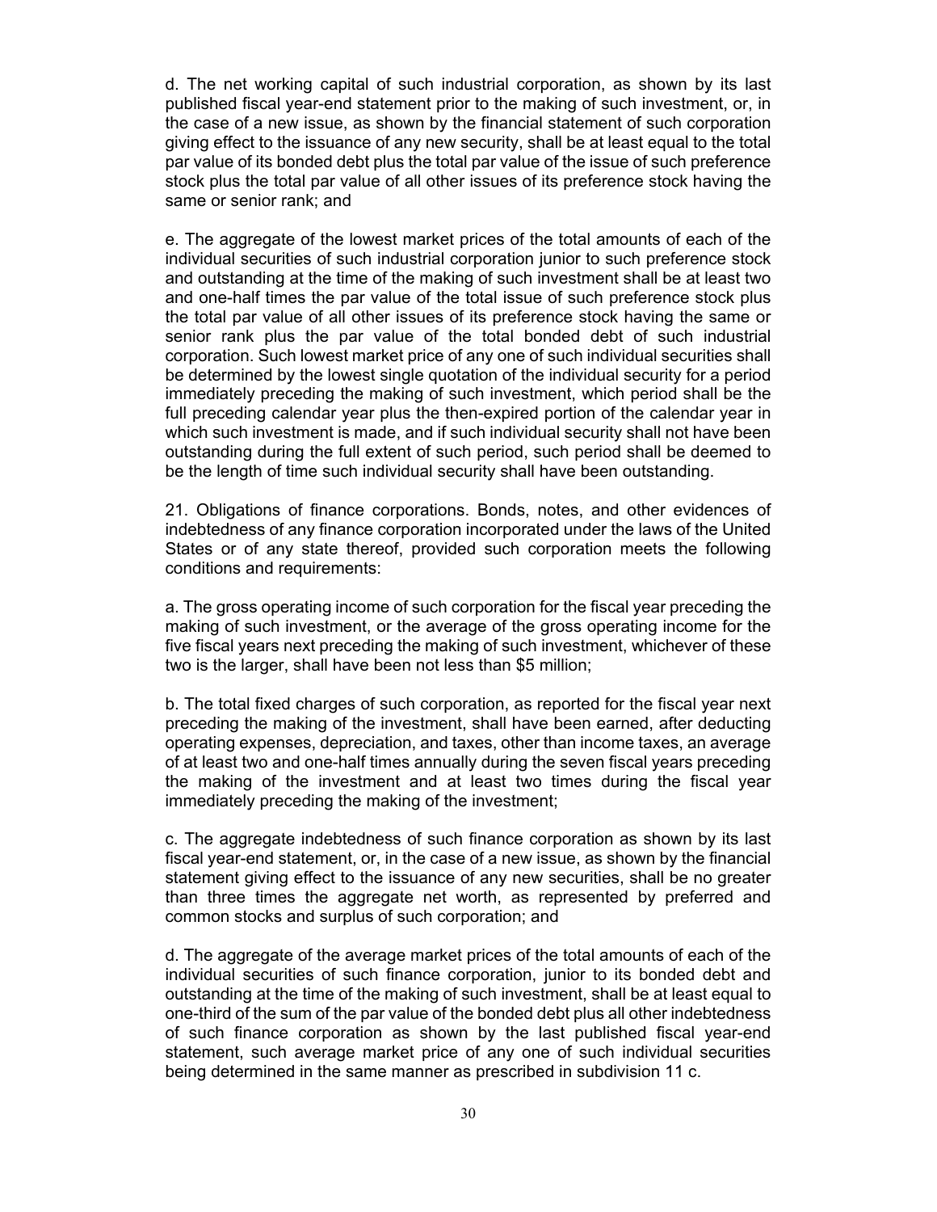d. The net working capital of such industrial corporation, as shown by its last published fiscal year-end statement prior to the making of such investment, or, in the case of a new issue, as shown by the financial statement of such corporation giving effect to the issuance of any new security, shall be at least equal to the total par value of its bonded debt plus the total par value of the issue of such preference stock plus the total par value of all other issues of its preference stock having the same or senior rank; and

e. The aggregate of the lowest market prices of the total amounts of each of the individual securities of such industrial corporation junior to such preference stock and outstanding at the time of the making of such investment shall be at least two and one-half times the par value of the total issue of such preference stock plus the total par value of all other issues of its preference stock having the same or senior rank plus the par value of the total bonded debt of such industrial corporation. Such lowest market price of any one of such individual securities shall be determined by the lowest single quotation of the individual security for a period immediately preceding the making of such investment, which period shall be the full preceding calendar year plus the then-expired portion of the calendar year in which such investment is made, and if such individual security shall not have been outstanding during the full extent of such period, such period shall be deemed to be the length of time such individual security shall have been outstanding.

21. Obligations of finance corporations. Bonds, notes, and other evidences of indebtedness of any finance corporation incorporated under the laws of the United States or of any state thereof, provided such corporation meets the following conditions and requirements:

a. The gross operating income of such corporation for the fiscal year preceding the making of such investment, or the average of the gross operating income for the five fiscal years next preceding the making of such investment, whichever of these two is the larger, shall have been not less than $5 million;

b. The total fixed charges of such corporation, as reported for the fiscal year next preceding the making of the investment, shall have been earned, after deducting operating expenses, depreciation, and taxes, other than income taxes, an average of at least two and one-half times annually during the seven fiscal years preceding the making of the investment and at least two times during the fiscal year immediately preceding the making of the investment;

c. The aggregate indebtedness of such finance corporation as shown by its last fiscal year-end statement, or, in the case of a new issue, as shown by the financial statement giving effect to the issuance of any new securities, shall be no greater than three times the aggregate net worth, as represented by preferred and common stocks and surplus of such corporation; and

d. The aggregate of the average market prices of the total amounts of each of the individual securities of such finance corporation, junior to its bonded debt and outstanding at the time of the making of such investment, shall be at least equal to one-third of the sum of the par value of the bonded debt plus all other indebtedness of such finance corporation as shown by the last published fiscal year-end statement, such average market price of any one of such individual securities being determined in the same manner as prescribed in subdivision 11 c.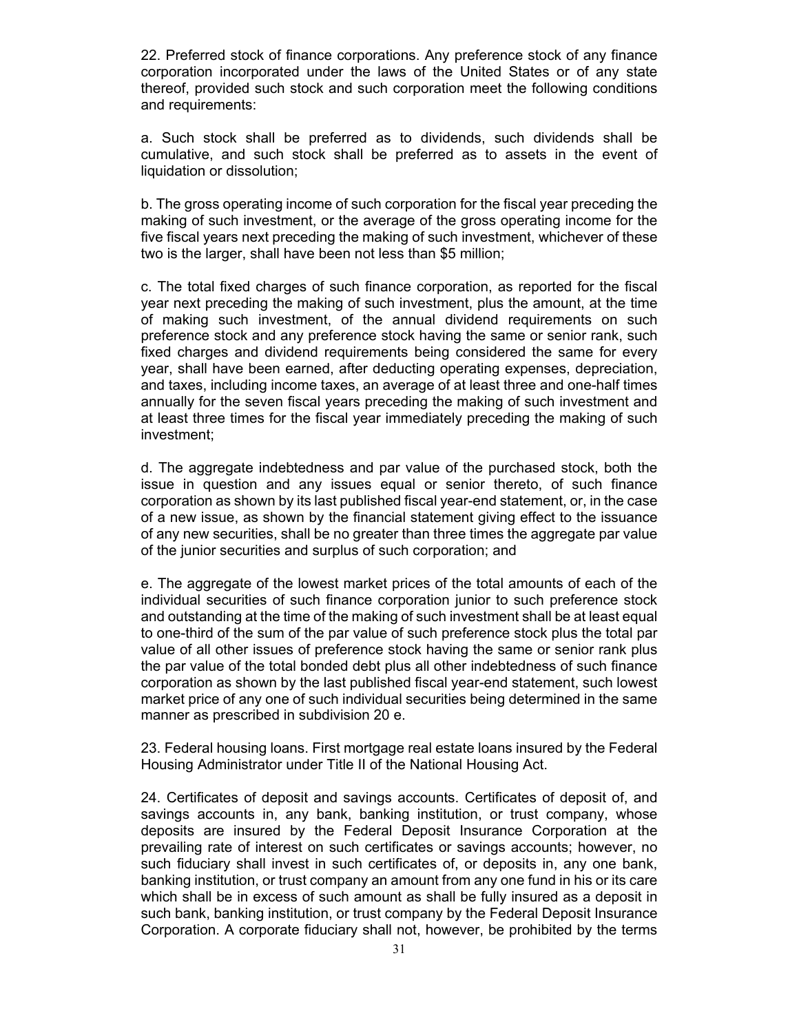22. Preferred stock of finance corporations. Any preference stock of any finance corporation incorporated under the laws of the United States or of any state thereof, provided such stock and such corporation meet the following conditions and requirements:

a. Such stock shall be preferred as to dividends, such dividends shall be cumulative, and such stock shall be preferred as to assets in the event of liquidation or dissolution;

b. The gross operating income of such corporation for the fiscal year preceding the making of such investment, or the average of the gross operating income for the five fiscal years next preceding the making of such investment, whichever of these two is the larger, shall have been not less than $5 million;

c. The total fixed charges of such finance corporation, as reported for the fiscal year next preceding the making of such investment, plus the amount, at the time of making such investment, of the annual dividend requirements on such preference stock and any preference stock having the same or senior rank, such fixed charges and dividend requirements being considered the same for every year, shall have been earned, after deducting operating expenses, depreciation, and taxes, including income taxes, an average of at least three and one-half times annually for the seven fiscal years preceding the making of such investment and at least three times for the fiscal year immediately preceding the making of such investment;

d. The aggregate indebtedness and par value of the purchased stock, both the issue in question and any issues equal or senior thereto, of such finance corporation as shown by its last published fiscal year-end statement, or, in the case of a new issue, as shown by the financial statement giving effect to the issuance of any new securities, shall be no greater than three times the aggregate par value of the junior securities and surplus of such corporation; and

e. The aggregate of the lowest market prices of the total amounts of each of the individual securities of such finance corporation junior to such preference stock and outstanding at the time of the making of such investment shall be at least equal to one-third of the sum of the par value of such preference stock plus the total par value of all other issues of preference stock having the same or senior rank plus the par value of the total bonded debt plus all other indebtedness of such finance corporation as shown by the last published fiscal year-end statement, such lowest market price of any one of such individual securities being determined in the same manner as prescribed in subdivision 20 e.

23. Federal housing loans. First mortgage real estate loans insured by the Federal Housing Administrator under Title II of the National Housing Act.

24. Certificates of deposit and savings accounts. Certificates of deposit of, and savings accounts in, any bank, banking institution, or trust company, whose deposits are insured by the Federal Deposit Insurance Corporation at the prevailing rate of interest on such certificates or savings accounts; however, no such fiduciary shall invest in such certificates of, or deposits in, any one bank, banking institution, or trust company an amount from any one fund in his or its care which shall be in excess of such amount as shall be fully insured as a deposit in such bank, banking institution, or trust company by the Federal Deposit Insurance Corporation. A corporate fiduciary shall not, however, be prohibited by the terms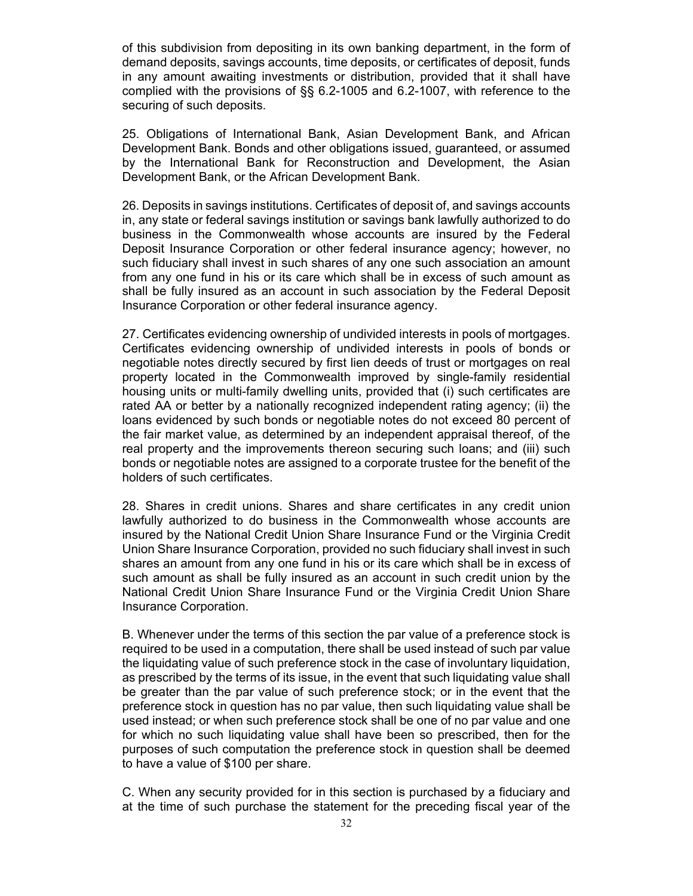of this subdivision from depositing in its own banking department, in the form of demand deposits, savings accounts, time deposits, or certificates of deposit, funds in any amount awaiting investments or distribution, provided that it shall have complied with the provisions of §§ 6.2-1005 and 6.2-1007, with reference to the securing of such deposits.

25. Obligations of International Bank, Asian Development Bank, and African Development Bank. Bonds and other obligations issued, guaranteed, or assumed by the International Bank for Reconstruction and Development, the Asian Development Bank, or the African Development Bank.

26. Deposits in savings institutions. Certificates of deposit of, and savings accounts in, any state or federal savings institution or savings bank lawfully authorized to do business in the Commonwealth whose accounts are insured by the Federal Deposit Insurance Corporation or other federal insurance agency; however, no such fiduciary shall invest in such shares of any one such association an amount from any one fund in his or its care which shall be in excess of such amount as shall be fully insured as an account in such association by the Federal Deposit Insurance Corporation or other federal insurance agency.

27. Certificates evidencing ownership of undivided interests in pools of mortgages. Certificates evidencing ownership of undivided interests in pools of bonds or negotiable notes directly secured by first lien deeds of trust or mortgages on real property located in the Commonwealth improved by single-family residential housing units or multi-family dwelling units, provided that (i) such certificates are rated AA or better by a nationally recognized independent rating agency; (ii) the loans evidenced by such bonds or negotiable notes do not exceed 80 percent of the fair market value, as determined by an independent appraisal thereof, of the real property and the improvements thereon securing such loans; and (iii) such bonds or negotiable notes are assigned to a corporate trustee for the benefit of the holders of such certificates.

28. Shares in credit unions. Shares and share certificates in any credit union lawfully authorized to do business in the Commonwealth whose accounts are insured by the National Credit Union Share Insurance Fund or the Virginia Credit Union Share Insurance Corporation, provided no such fiduciary shall invest in such shares an amount from any one fund in his or its care which shall be in excess of such amount as shall be fully insured as an account in such credit union by the National Credit Union Share Insurance Fund or the Virginia Credit Union Share Insurance Corporation.

B. Whenever under the terms of this section the par value of a preference stock is required to be used in a computation, there shall be used instead of such par value the liquidating value of such preference stock in the case of involuntary liquidation, as prescribed by the terms of its issue, in the event that such liquidating value shall be greater than the par value of such preference stock; or in the event that the preference stock in question has no par value, then such liquidating value shall be used instead; or when such preference stock shall be one of no par value and one for which no such liquidating value shall have been so prescribed, then for the purposes of such computation the preference stock in question shall be deemed to have a value of $100 per share.

C. When any security provided for in this section is purchased by a fiduciary and at the time of such purchase the statement for the preceding fiscal year of the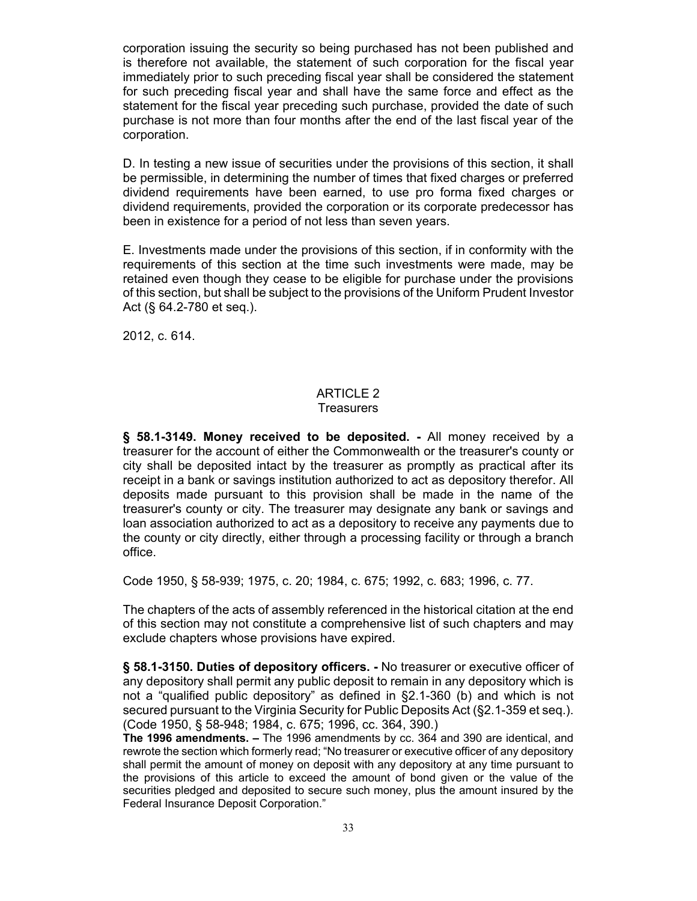corporation issuing the security so being purchased has not been published and is therefore not available, the statement of such corporation for the fiscal year immediately prior to such preceding fiscal year shall be considered the statement for such preceding fiscal year and shall have the same force and effect as the statement for the fiscal year preceding such purchase, provided the date of such purchase is not more than four months after the end of the last fiscal year of the corporation.

D. In testing a new issue of securities under the provisions of this section, it shall be permissible, in determining the number of times that fixed charges or preferred dividend requirements have been earned, to use pro forma fixed charges or dividend requirements, provided the corporation or its corporate predecessor has been in existence for a period of not less than seven years.

E. Investments made under the provisions of this section, if in conformity with the requirements of this section at the time such investments were made, may be retained even though they cease to be eligible for purchase under the provisions of this section, but shall be subject to the provisions of the Uniform Prudent Investor Act (§ 64.2-780 et seq.).

2012, c. 614.

## ARTICLE 2
### Treasurers

**§ 58.1-3149. Money received to be deposited. -** All money received by a treasurer for the account of either the Commonwealth or the treasurer's county or city shall be deposited intact by the treasurer as promptly as practical after its receipt in a bank or savings institution authorized to act as depository therefor. All deposits made pursuant to this provision shall be made in the name of the treasurer's county or city. The treasurer may designate any bank or savings and loan association authorized to act as a depository to receive any payments due to the county or city directly, either through a processing facility or through a branch office.

Code 1950, § 58-939; 1975, c. 20; 1984, c. 675; 1992, c. 683; 1996, c. 77.

The chapters of the acts of assembly referenced in the historical citation at the end of this section may not constitute a comprehensive list of such chapters and may exclude chapters whose provisions have expired.

**§ 58.1-3150. Duties of depository officers. -** No treasurer or executive officer of any depository shall permit any public deposit to remain in any depository which is not a "qualified public depository" as defined in §2.1-360 (b) and which is not secured pursuant to the Virginia Security for Public Deposits Act (§2.1-359 et seq.). (Code 1950, § 58-948; 1984, c. 675; 1996, cc. 364, 390.)

**The 1996 amendments. –** The 1996 amendments by cc. 364 and 390 are identical, and rewrote the section which formerly read; "No treasurer or executive officer of any depository shall permit the amount of money on deposit with any depository at any time pursuant to the provisions of this article to exceed the amount of bond given or the value of the securities pledged and deposited to secure such money, plus the amount insured by the Federal Insurance Deposit Corporation."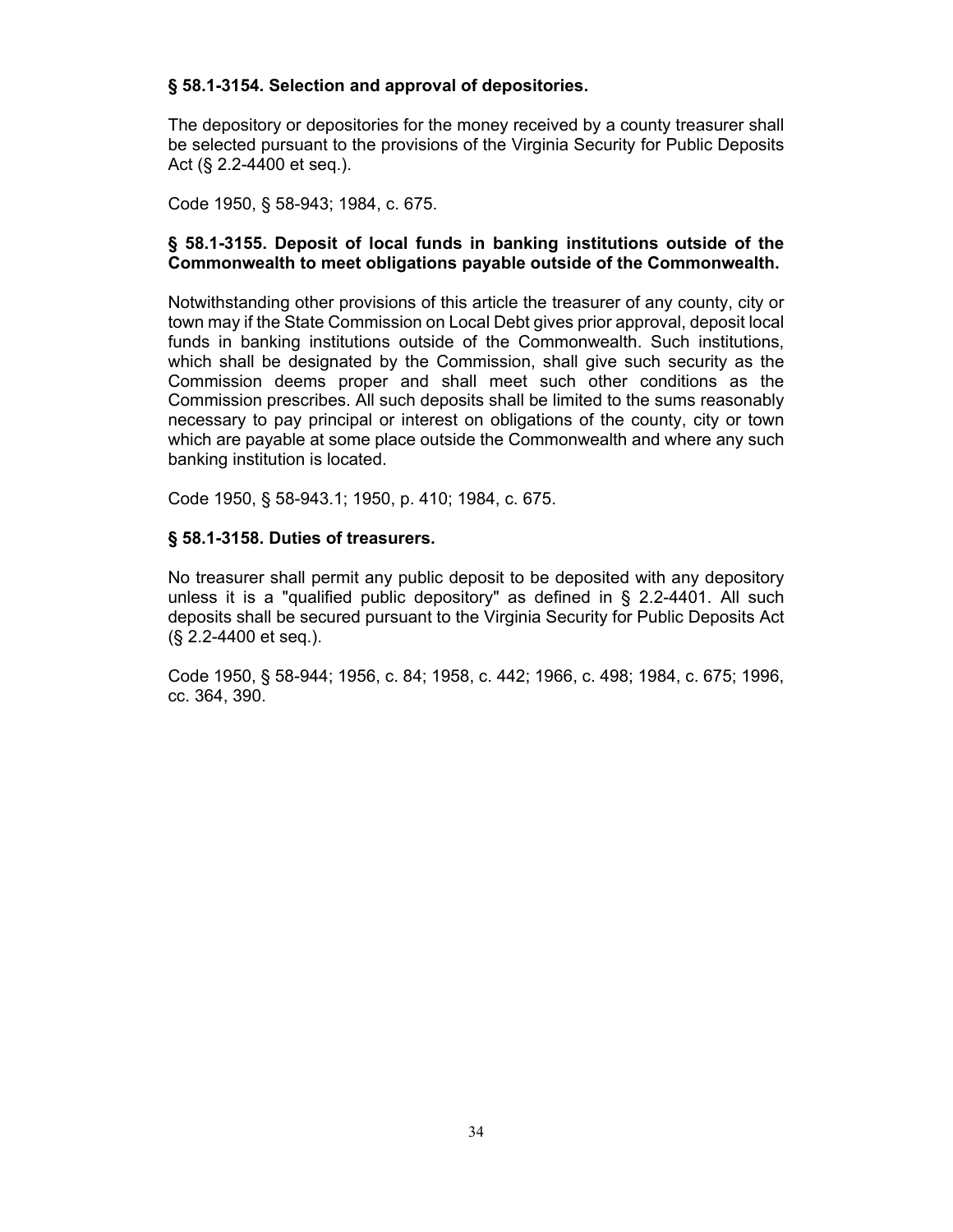**§ 58.1-3154. Selection and approval of depositories.**

The depository or depositories for the money received by a county treasurer shall be selected pursuant to the provisions of the Virginia Security for Public Deposits Act (§ 2.2-4400 et seq.).

Code 1950, § 58-943; 1984, c. 675.

**§ 58.1-3155. Deposit of local funds in banking institutions outside of the Commonwealth to meet obligations payable outside of the Commonwealth.**

Notwithstanding other provisions of this article the treasurer of any county, city or town may if the State Commission on Local Debt gives prior approval, deposit local funds in banking institutions outside of the Commonwealth. Such institutions, which shall be designated by the Commission, shall give such security as the Commission deems proper and shall meet such other conditions as the Commission prescribes. All such deposits shall be limited to the sums reasonably necessary to pay principal or interest on obligations of the county, city or town which are payable at some place outside the Commonwealth and where any such banking institution is located.

Code 1950, § 58-943.1; 1950, p. 410; 1984, c. 675.

**§ 58.1-3158. Duties of treasurers.**

No treasurer shall permit any public deposit to be deposited with any depository unless it is a "qualified public depository" as defined in § 2.2-4401. All such deposits shall be secured pursuant to the Virginia Security for Public Deposits Act (§ 2.2-4400 et seq.).

Code 1950, § 58-944; 1956, c. 84; 1958, c. 442; 1966, c. 498; 1984, c. 675; 1996, cc. 364, 390.